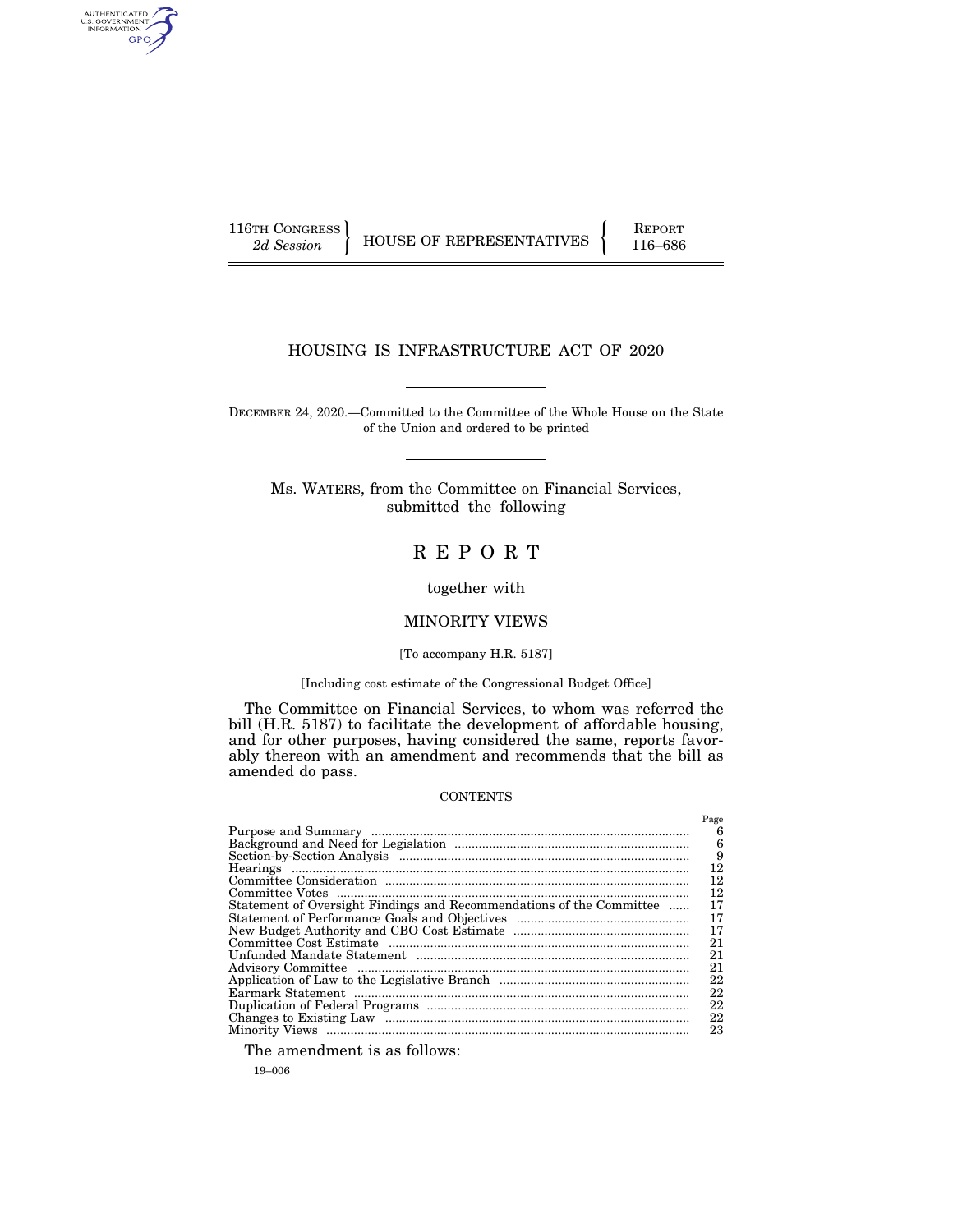116TH CONGRESS
*2d Session*

HOUSE OF REPRESENTATIVES

REPORT
116–686

# HOUSING IS INFRASTRUCTURE ACT OF 2020

DECEMBER 24, 2020.—Committed to the Committee of the Whole House on the State of the Union and ordered to be printed

Ms. WATERS, from the Committee on Financial Services, submitted the following

# R E P O R T

together with

## MINORITY VIEWS

[To accompany H.R. 5187]

[Including cost estimate of the Congressional Budget Office]

The Committee on Financial Services, to whom was referred the bill (H.R. 5187) to facilitate the development of affordable housing, and for other purposes, having considered the same, reports favorably thereon with an amendment and recommends that the bill as amended do pass.

CONTENTS

| | Page |
|---|---|
| Purpose and Summary | 6 |
| Background and Need for Legislation | 6 |
| Section-by-Section Analysis | 9 |
| Hearings | 12 |
| Committee Consideration | 12 |
| Committee Votes | 12 |
| Statement of Oversight Findings and Recommendations of the Committee | 17 |
| Statement of Performance Goals and Objectives | 17 |
| New Budget Authority and CBO Cost Estimate | 17 |
| Committee Cost Estimate | 21 |
| Unfunded Mandate Statement | 21 |
| Advisory Committee | 21 |
| Application of Law to the Legislative Branch | 22 |
| Earmark Statement | 22 |
| Duplication of Federal Programs | 22 |
| Changes to Existing Law | 22 |
| Minority Views | 23 |

The amendment is as follows:

19–006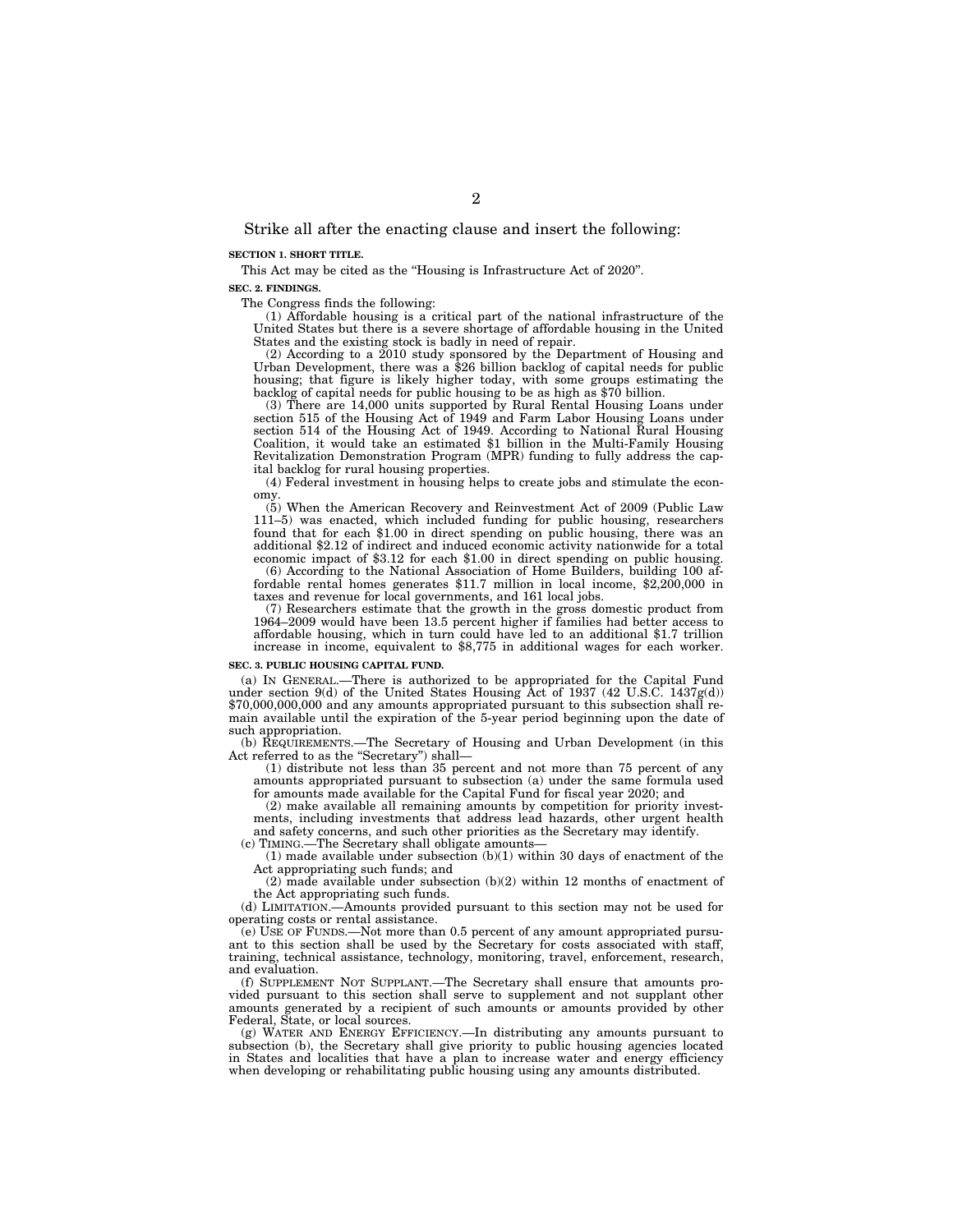Strike all after the enacting clause and insert the following:

**SECTION 1. SHORT TITLE.**

This Act may be cited as the "Housing is Infrastructure Act of 2020".

**SEC. 2. FINDINGS.**

The Congress finds the following:

(1) Affordable housing is a critical part of the national infrastructure of the United States but there is a severe shortage of affordable housing in the United States and the existing stock is badly in need of repair.

(2) According to a 2010 study sponsored by the Department of Housing and Urban Development, there was a $26 billion backlog of capital needs for public housing; that figure is likely higher today, with some groups estimating the backlog of capital needs for public housing to be as high as $70 billion.

(3) There are 14,000 units supported by Rural Rental Housing Loans under section 515 of the Housing Act of 1949 and Farm Labor Housing Loans under section 514 of the Housing Act of 1949. According to National Rural Housing Coalition, it would take an estimated $1 billion in the Multi-Family Housing Revitalization Demonstration Program (MPR) funding to fully address the capital backlog for rural housing properties.

(4) Federal investment in housing helps to create jobs and stimulate the economy.

(5) When the American Recovery and Reinvestment Act of 2009 (Public Law 111–5) was enacted, which included funding for public housing, researchers found that for each $1.00 in direct spending on public housing, there was an additional $2.12 of indirect and induced economic activity nationwide for a total economic impact of $3.12 for each $1.00 in direct spending on public housing.

(6) According to the National Association of Home Builders, building 100 affordable rental homes generates $11.7 million in local income, $2,200,000 in taxes and revenue for local governments, and 161 local jobs.

(7) Researchers estimate that the growth in the gross domestic product from 1964–2009 would have been 13.5 percent higher if families had better access to affordable housing, which in turn could have led to an additional $1.7 trillion increase in income, equivalent to $8,775 in additional wages for each worker.

**SEC. 3. PUBLIC HOUSING CAPITAL FUND.**

(a) IN GENERAL.—There is authorized to be appropriated for the Capital Fund under section 9(d) of the United States Housing Act of 1937 (42 U.S.C. 1437g(d)) $70,000,000,000 and any amounts appropriated pursuant to this subsection shall remain available until the expiration of the 5-year period beginning upon the date of such appropriation.

(b) REQUIREMENTS.—The Secretary of Housing and Urban Development (in this Act referred to as the "Secretary") shall—

(1) distribute not less than 35 percent and not more than 75 percent of any amounts appropriated pursuant to subsection (a) under the same formula used for amounts made available for the Capital Fund for fiscal year 2020; and

(2) make available all remaining amounts by competition for priority investments, including investments that address lead hazards, other urgent health and safety concerns, and such other priorities as the Secretary may identify.

(c) TIMING.—The Secretary shall obligate amounts—

(1) made available under subsection (b)(1) within 30 days of enactment of the Act appropriating such funds; and

(2) made available under subsection (b)(2) within 12 months of enactment of the Act appropriating such funds.

(d) LIMITATION.—Amounts provided pursuant to this section may not be used for operating costs or rental assistance.

(e) USE OF FUNDS.—Not more than 0.5 percent of any amount appropriated pursuant to this section shall be used by the Secretary for costs associated with staff, training, technical assistance, technology, monitoring, travel, enforcement, research, and evaluation.

(f) SUPPLEMENT NOT SUPPLANT.—The Secretary shall ensure that amounts provided pursuant to this section shall serve to supplement and not supplant other amounts generated by a recipient of such amounts or amounts provided by other Federal, State, or local sources.

(g) WATER AND ENERGY EFFICIENCY.—In distributing any amounts pursuant to subsection (b), the Secretary shall give priority to public housing agencies located in States and localities that have a plan to increase water and energy efficiency when developing or rehabilitating public housing using any amounts distributed.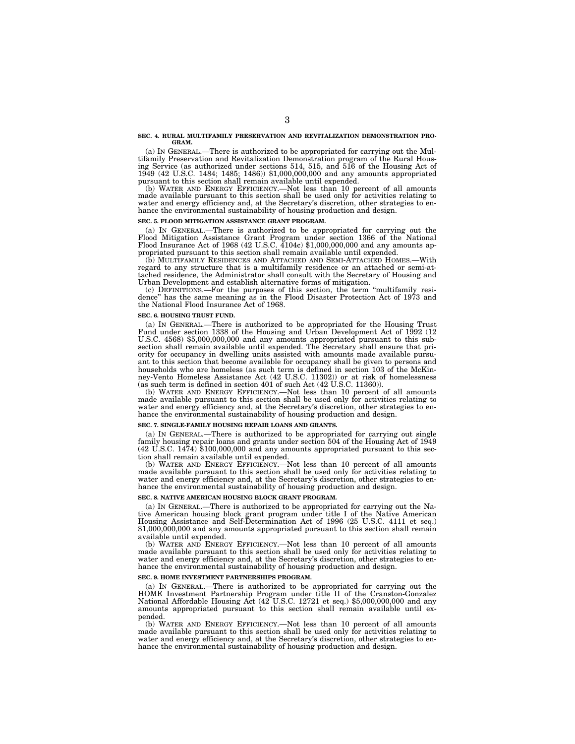**SEC. 4. RURAL MULTIFAMILY PRESERVATION AND REVITALIZATION DEMONSTRATION PROGRAM.**

(a) IN GENERAL.—There is authorized to be appropriated for carrying out the Multifamily Preservation and Revitalization Demonstration program of the Rural Housing Service (as authorized under sections 514, 515, and 516 of the Housing Act of 1949 (42 U.S.C. 1484; 1485; 1486)) $1,000,000,000 and any amounts appropriated pursuant to this section shall remain available until expended.

(b) WATER AND ENERGY EFFICIENCY.—Not less than 10 percent of all amounts made available pursuant to this section shall be used only for activities relating to water and energy efficiency and, at the Secretary's discretion, other strategies to enhance the environmental sustainability of housing production and design.

**SEC. 5. FLOOD MITIGATION ASSISTANCE GRANT PROGRAM.**

(a) IN GENERAL.—There is authorized to be appropriated for carrying out the Flood Mitigation Assistance Grant Program under section 1366 of the National Flood Insurance Act of 1968 (42 U.S.C. 4104c) $1,000,000,000 and any amounts appropriated pursuant to this section shall remain available until expended.

(b) MULTIFAMILY RESIDENCES AND ATTACHED AND SEMI-ATTACHED HOMES.—With regard to any structure that is a multifamily residence or an attached or semi-attached residence, the Administrator shall consult with the Secretary of Housing and Urban Development and establish alternative forms of mitigation.

(c) DEFINITIONS.—For the purposes of this section, the term "multifamily residence" has the same meaning as in the Flood Disaster Protection Act of 1973 and the National Flood Insurance Act of 1968.

**SEC. 6. HOUSING TRUST FUND.**

(a) IN GENERAL.—There is authorized to be appropriated for the Housing Trust Fund under section 1338 of the Housing and Urban Development Act of 1992 (12 U.S.C. 4568) $5,000,000,000 and any amounts appropriated pursuant to this subsection shall remain available until expended. The Secretary shall ensure that priority for occupancy in dwelling units assisted with amounts made available pursuant to this section that become available for occupancy shall be given to persons and households who are homeless (as such term is defined in section 103 of the McKinney-Vento Homeless Assistance Act (42 U.S.C. 11302)) or at risk of homelessness (as such term is defined in section 401 of such Act (42 U.S.C. 11360)).

(b) WATER AND ENERGY EFFICIENCY.—Not less than 10 percent of all amounts made available pursuant to this section shall be used only for activities relating to water and energy efficiency and, at the Secretary's discretion, other strategies to enhance the environmental sustainability of housing production and design.

**SEC. 7. SINGLE-FAMILY HOUSING REPAIR LOANS AND GRANTS.**

(a) IN GENERAL.—There is authorized to be appropriated for carrying out single family housing repair loans and grants under section 504 of the Housing Act of 1949 (42 U.S.C. 1474) $100,000,000 and any amounts appropriated pursuant to this section shall remain available until expended.

(b) WATER AND ENERGY EFFICIENCY.—Not less than 10 percent of all amounts made available pursuant to this section shall be used only for activities relating to water and energy efficiency and, at the Secretary's discretion, other strategies to enhance the environmental sustainability of housing production and design.

**SEC. 8. NATIVE AMERICAN HOUSING BLOCK GRANT PROGRAM.**

(a) IN GENERAL.—There is authorized to be appropriated for carrying out the Native American housing block grant program under title I of the Native American Housing Assistance and Self-Determination Act of 1996 (25 U.S.C. 4111 et seq.) $1,000,000,000 and any amounts appropriated pursuant to this section shall remain available until expended.

(b) WATER AND ENERGY EFFICIENCY.—Not less than 10 percent of all amounts made available pursuant to this section shall be used only for activities relating to water and energy efficiency and, at the Secretary's discretion, other strategies to enhance the environmental sustainability of housing production and design.

**SEC. 9. HOME INVESTMENT PARTNERSHIPS PROGRAM.**

(a) IN GENERAL.—There is authorized to be appropriated for carrying out the HOME Investment Partnership Program under title II of the Cranston-Gonzalez National Affordable Housing Act (42 U.S.C. 12721 et seq.) $5,000,000,000 and any amounts appropriated pursuant to this section shall remain available until expended.

(b) WATER AND ENERGY EFFICIENCY.—Not less than 10 percent of all amounts made available pursuant to this section shall be used only for activities relating to water and energy efficiency and, at the Secretary's discretion, other strategies to enhance the environmental sustainability of housing production and design.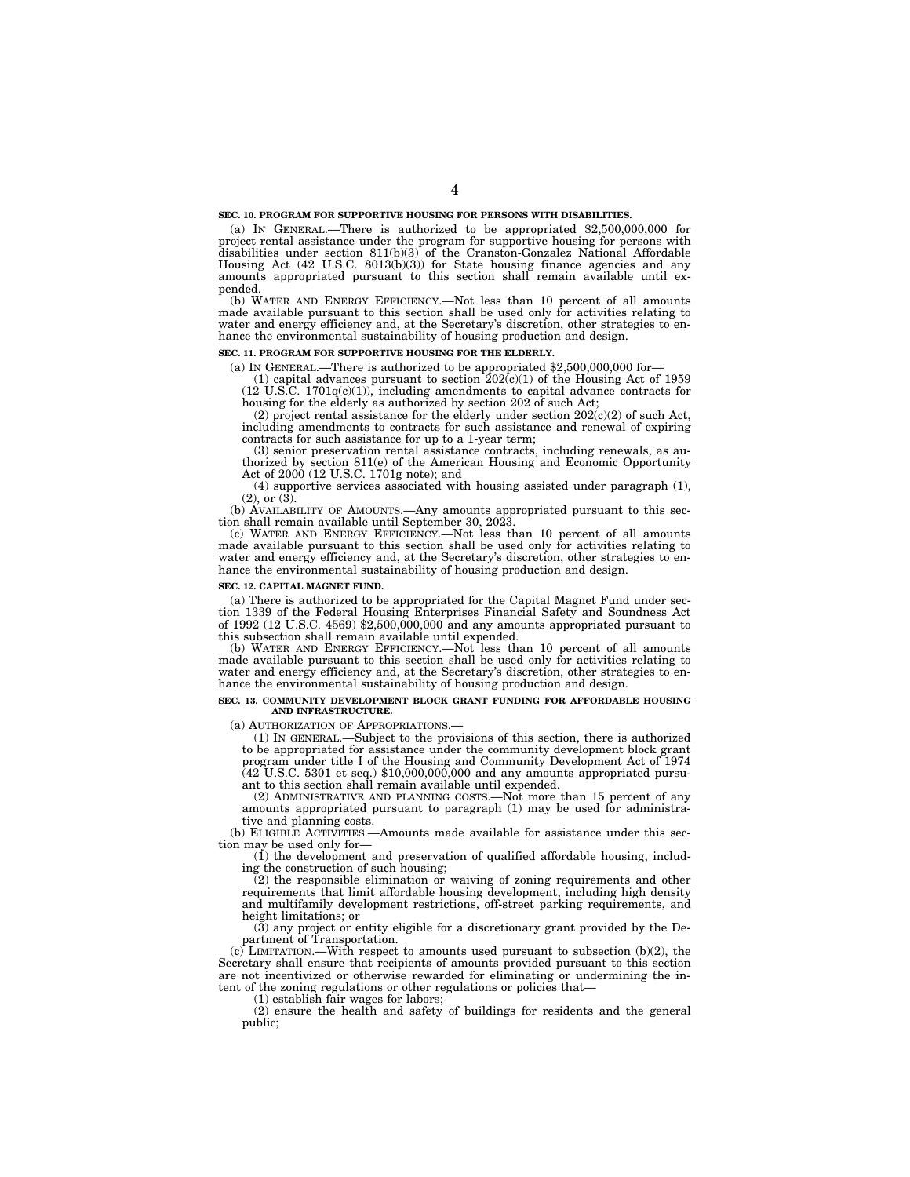**SEC. 10. PROGRAM FOR SUPPORTIVE HOUSING FOR PERSONS WITH DISABILITIES.**

(a) IN GENERAL.—There is authorized to be appropriated $2,500,000,000 for project rental assistance under the program for supportive housing for persons with disabilities under section 811(b)(3) of the Cranston-Gonzalez National Affordable Housing Act (42 U.S.C. 8013(b)(3)) for State housing finance agencies and any amounts appropriated pursuant to this section shall remain available until expended.

(b) WATER AND ENERGY EFFICIENCY.—Not less than 10 percent of all amounts made available pursuant to this section shall be used only for activities relating to water and energy efficiency and, at the Secretary's discretion, other strategies to enhance the environmental sustainability of housing production and design.

**SEC. 11. PROGRAM FOR SUPPORTIVE HOUSING FOR THE ELDERLY.**

(a) IN GENERAL.—There is authorized to be appropriated $2,500,000,000 for—

(1) capital advances pursuant to section 202(c)(1) of the Housing Act of 1959 (12 U.S.C. 1701q(c)(1)), including amendments to capital advance contracts for housing for the elderly as authorized by section 202 of such Act;

(2) project rental assistance for the elderly under section 202(c)(2) of such Act, including amendments to contracts for such assistance and renewal of expiring contracts for such assistance for up to a 1-year term;

(3) senior preservation rental assistance contracts, including renewals, as authorized by section 811(e) of the American Housing and Economic Opportunity Act of 2000 (12 U.S.C. 1701g note); and

(4) supportive services associated with housing assisted under paragraph (1), (2), or (3).

(b) AVAILABILITY OF AMOUNTS.—Any amounts appropriated pursuant to this section shall remain available until September 30, 2023.

(c) WATER AND ENERGY EFFICIENCY.—Not less than 10 percent of all amounts made available pursuant to this section shall be used only for activities relating to water and energy efficiency and, at the Secretary's discretion, other strategies to enhance the environmental sustainability of housing production and design.

**SEC. 12. CAPITAL MAGNET FUND.**

(a) There is authorized to be appropriated for the Capital Magnet Fund under section 1339 of the Federal Housing Enterprises Financial Safety and Soundness Act of 1992 (12 U.S.C. 4569) $2,500,000,000 and any amounts appropriated pursuant to this subsection shall remain available until expended.

(b) WATER AND ENERGY EFFICIENCY.—Not less than 10 percent of all amounts made available pursuant to this section shall be used only for activities relating to water and energy efficiency and, at the Secretary's discretion, other strategies to enhance the environmental sustainability of housing production and design.

**SEC. 13. COMMUNITY DEVELOPMENT BLOCK GRANT FUNDING FOR AFFORDABLE HOUSING AND INFRASTRUCTURE.**

(a) AUTHORIZATION OF APPROPRIATIONS.—

(1) IN GENERAL.—Subject to the provisions of this section, there is authorized to be appropriated for assistance under the community development block grant program under title I of the Housing and Community Development Act of 1974 (42 U.S.C. 5301 et seq.) $10,000,000,000 and any amounts appropriated pursuant to this section shall remain available until expended.

(2) ADMINISTRATIVE AND PLANNING COSTS.—Not more than 15 percent of any amounts appropriated pursuant to paragraph (1) may be used for administrative and planning costs.

(b) ELIGIBLE ACTIVITIES.—Amounts made available for assistance under this section may be used only for—

(1) the development and preservation of qualified affordable housing, including the construction of such housing;

(2) the responsible elimination or waiving of zoning requirements and other requirements that limit affordable housing development, including high density and multifamily development restrictions, off-street parking requirements, and height limitations; or

(3) any project or entity eligible for a discretionary grant provided by the Department of Transportation.

(c) LIMITATION.—With respect to amounts used pursuant to subsection (b)(2), the Secretary shall ensure that recipients of amounts provided pursuant to this section are not incentivized or otherwise rewarded for eliminating or undermining the intent of the zoning regulations or other regulations or policies that—

(1) establish fair wages for labors;

(2) ensure the health and safety of buildings for residents and the general public;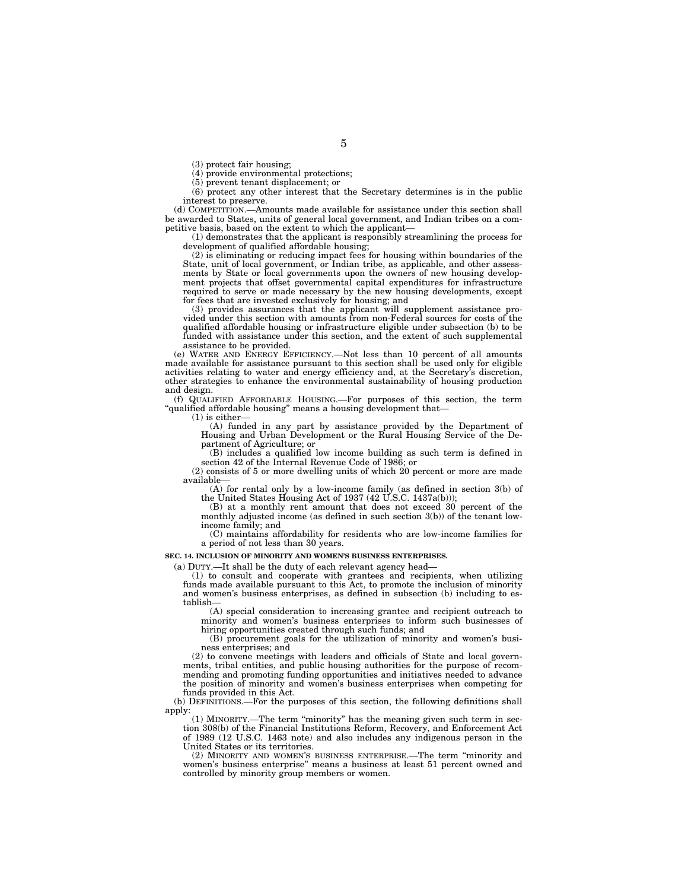(3) protect fair housing;

(4) provide environmental protections;

(5) prevent tenant displacement; or

(6) protect any other interest that the Secretary determines is in the public interest to preserve.

(d) COMPETITION.—Amounts made available for assistance under this section shall be awarded to States, units of general local government, and Indian tribes on a competitive basis, based on the extent to which the applicant—

(1) demonstrates that the applicant is responsibly streamlining the process for development of qualified affordable housing;

(2) is eliminating or reducing impact fees for housing within boundaries of the State, unit of local government, or Indian tribe, as applicable, and other assessments by State or local governments upon the owners of new housing development projects that offset governmental capital expenditures for infrastructure required to serve or made necessary by the new housing developments, except for fees that are invested exclusively for housing; and

(3) provides assurances that the applicant will supplement assistance provided under this section with amounts from non-Federal sources for costs of the qualified affordable housing or infrastructure eligible under subsection (b) to be funded with assistance under this section, and the extent of such supplemental assistance to be provided.

(e) WATER AND ENERGY EFFICIENCY.—Not less than 10 percent of all amounts made available for assistance pursuant to this section shall be used only for eligible activities relating to water and energy efficiency and, at the Secretary's discretion, other strategies to enhance the environmental sustainability of housing production and design.

(f) QUALIFIED AFFORDABLE HOUSING.—For purposes of this section, the term "qualified affordable housing" means a housing development that—

(1) is either—

(A) funded in any part by assistance provided by the Department of Housing and Urban Development or the Rural Housing Service of the Department of Agriculture; or

(B) includes a qualified low income building as such term is defined in section 42 of the Internal Revenue Code of 1986; or

(2) consists of 5 or more dwelling units of which 20 percent or more are made available—

(A) for rental only by a low-income family (as defined in section 3(b) of the United States Housing Act of 1937 (42 U.S.C. 1437a(b)));

(B) at a monthly rent amount that does not exceed 30 percent of the monthly adjusted income (as defined in such section 3(b)) of the tenant low-income family; and

(C) maintains affordability for residents who are low-income families for a period of not less than 30 years.

**SEC. 14. INCLUSION OF MINORITY AND WOMEN'S BUSINESS ENTERPRISES.**

(a) DUTY.—It shall be the duty of each relevant agency head—

(1) to consult and cooperate with grantees and recipients, when utilizing funds made available pursuant to this Act, to promote the inclusion of minority and women's business enterprises, as defined in subsection (b) including to establish—

(A) special consideration to increasing grantee and recipient outreach to minority and women's business enterprises to inform such businesses of hiring opportunities created through such funds; and

(B) procurement goals for the utilization of minority and women's business enterprises; and

(2) to convene meetings with leaders and officials of State and local governments, tribal entities, and public housing authorities for the purpose of recommending and promoting funding opportunities and initiatives needed to advance the position of minority and women's business enterprises when competing for funds provided in this Act.

(b) DEFINITIONS.—For the purposes of this section, the following definitions shall apply:

(1) MINORITY.—The term "minority" has the meaning given such term in section 308(b) of the Financial Institutions Reform, Recovery, and Enforcement Act of 1989 (12 U.S.C. 1463 note) and also includes any indigenous person in the United States or its territories.

(2) MINORITY AND WOMEN'S BUSINESS ENTERPRISE.—The term "minority and women's business enterprise" means a business at least 51 percent owned and controlled by minority group members or women.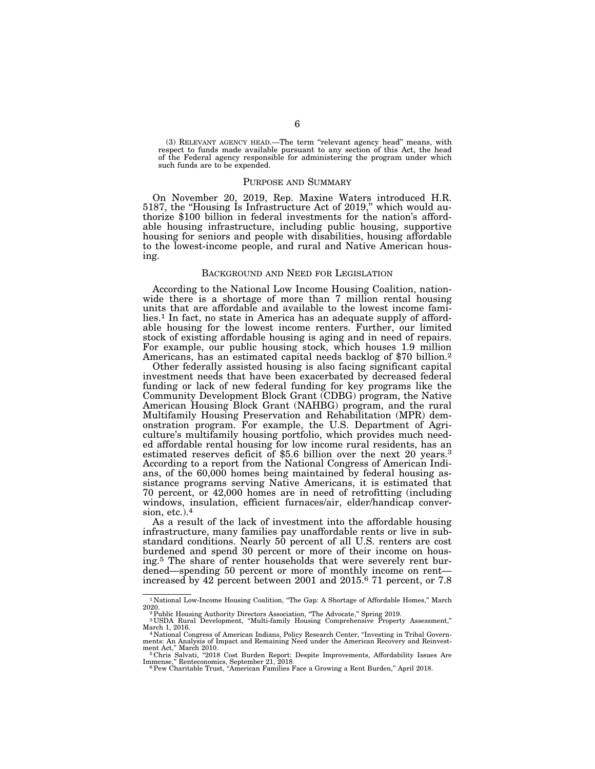(3) RELEVANT AGENCY HEAD.—The term "relevant agency head" means, with respect to funds made available pursuant to any section of this Act, the head of the Federal agency responsible for administering the program under which such funds are to be expended.

## PURPOSE AND SUMMARY

On November 20, 2019, Rep. Maxine Waters introduced H.R. 5187, the "Housing Is Infrastructure Act of 2019," which would authorize $100 billion in federal investments for the nation's affordable housing infrastructure, including public housing, supportive housing for seniors and people with disabilities, housing affordable to the lowest-income people, and rural and Native American housing.

## BACKGROUND AND NEED FOR LEGISLATION

According to the National Low Income Housing Coalition, nationwide there is a shortage of more than 7 million rental housing units that are affordable and available to the lowest income families.[1] In fact, no state in America has an adequate supply of affordable housing for the lowest income renters. Further, our limited stock of existing affordable housing is aging and in need of repairs. For example, our public housing stock, which houses 1.9 million Americans, has an estimated capital needs backlog of $70 billion.[2]

Other federally assisted housing is also facing significant capital investment needs that have been exacerbated by decreased federal funding or lack of new federal funding for key programs like the Community Development Block Grant (CDBG) program, the Native American Housing Block Grant (NAHBG) program, and the rural Multifamily Housing Preservation and Rehabilitation (MPR) demonstration program. For example, the U.S. Department of Agriculture's multifamily housing portfolio, which provides much needed affordable rental housing for low income rural residents, has an estimated reserves deficit of $5.6 billion over the next 20 years.[3] According to a report from the National Congress of American Indians, of the 60,000 homes being maintained by federal housing assistance programs serving Native Americans, it is estimated that 70 percent, or 42,000 homes are in need of retrofitting (including windows, insulation, efficient furnaces/air, elder/handicap conversion, etc.).[4]

As a result of the lack of investment into the affordable housing infrastructure, many families pay unaffordable rents or live in substandard conditions. Nearly 50 percent of all U.S. renters are cost burdened and spend 30 percent or more of their income on housing.[5] The share of renter households that were severely rent burdened—spending 50 percent or more of monthly income on rent—increased by 42 percent between 2001 and 2015.[6] 71 percent, or 7.8

---

[1] National Low-Income Housing Coalition, "The Gap: A Shortage of Affordable Homes," March 2020.

[2] Public Housing Authority Directors Association, "The Advocate," Spring 2019.

[3] USDA Rural Development, "Multi-family Housing Comprehensive Property Assessment," March 1, 2016.

[4] National Congress of American Indians, Policy Research Center, "Investing in Tribal Governments: An Analysis of Impact and Remaining Need under the American Recovery and Reinvestment Act," March 2010.

[5] Chris Salvati, "2018 Cost Burden Report: Despite Improvements, Affordability Issues Are Immense," Renteconomics, September 21, 2018.

[6] Pew Charitable Trust, "American Families Face a Growing a Rent Burden," April 2018.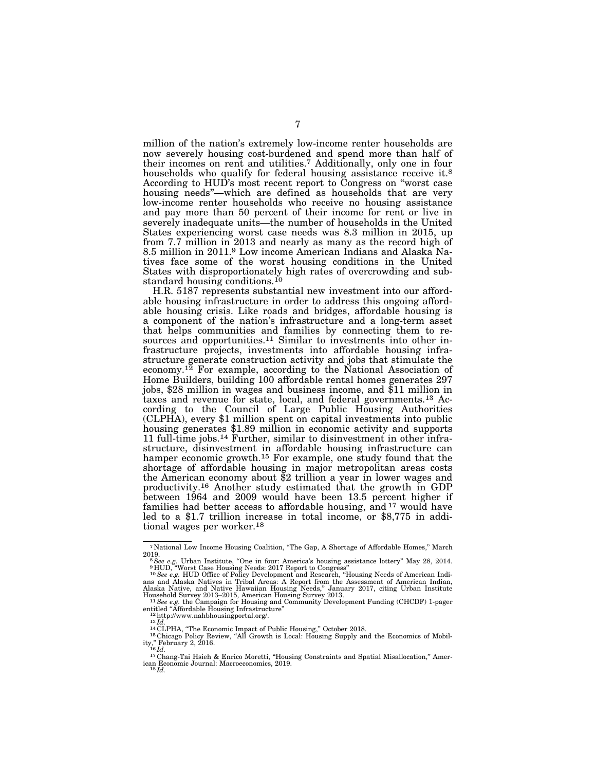million of the nation's extremely low-income renter households are now severely housing cost-burdened and spend more than half of their incomes on rent and utilities.[7] Additionally, only one in four households who qualify for federal housing assistance receive it.[8] According to HUD's most recent report to Congress on "worst case housing needs"—which are defined as households that are very low-income renter households who receive no housing assistance and pay more than 50 percent of their income for rent or live in severely inadequate units—the number of households in the United States experiencing worst case needs was 8.3 million in 2015, up from 7.7 million in 2013 and nearly as many as the record high of 8.5 million in 2011.[9] Low income American Indians and Alaska Natives face some of the worst housing conditions in the United States with disproportionately high rates of overcrowding and substandard housing conditions.[10]

H.R. 5187 represents substantial new investment into our affordable housing infrastructure in order to address this ongoing affordable housing crisis. Like roads and bridges, affordable housing is a component of the nation's infrastructure and a long-term asset that helps communities and families by connecting them to resources and opportunities.[11] Similar to investments into other infrastructure projects, investments into affordable housing infrastructure generate construction activity and jobs that stimulate the economy.[12] For example, according to the National Association of Home Builders, building 100 affordable rental homes generates 297 jobs, $28 million in wages and business income, and $11 million in taxes and revenue for state, local, and federal governments.[13] According to the Council of Large Public Housing Authorities (CLPHA), every $1 million spent on capital investments into public housing generates $1.89 million in economic activity and supports 11 full-time jobs.[14] Further, similar to disinvestment in other infrastructure, disinvestment in affordable housing infrastructure can hamper economic growth.[15] For example, one study found that the shortage of affordable housing in major metropolitan areas costs the American economy about $2 trillion a year in lower wages and productivity.[16] Another study estimated that the growth in GDP between 1964 and 2009 would have been 13.5 percent higher if families had better access to affordable housing, and [17] would have led to a $1.7 trillion increase in total income, or $8,775 in additional wages per worker.[18]

---

[7] National Low Income Housing Coalition, "The Gap, A Shortage of Affordable Homes," March 2019.

[8] *See e.g.* Urban Institute, "One in four: America's housing assistance lottery" May 28, 2014.

[9] HUD, "Worst Case Housing Needs: 2017 Report to Congress"

[10] *See e.g.* HUD Office of Policy Development and Research, "Housing Needs of American Indians and Alaska Natives in Tribal Areas: A Report from the Assessment of American Indian, Alaska Native, and Native Hawaiian Housing Needs," January 2017, citing Urban Institute Household Survey 2013–2015, American Housing Survey 2013.

[11] *See e.g.* the Campaign for Housing and Community Development Funding (CHCDF) 1-pager entitled "Affordable Housing Infrastructure"

[12] http://www.nahbhousingportal.org/.

[13] *Id.*

[14] CLPHA, "The Economic Impact of Public Housing," October 2018.

[15] Chicago Policy Review, "All Growth is Local: Housing Supply and the Economics of Mobility," February 2, 2016.

[16] *Id.*

[17] Chang-Tai Hsieh & Enrico Moretti, "Housing Constraints and Spatial Misallocation," American Economic Journal: Macroeconomics, 2019.

[18] *Id.*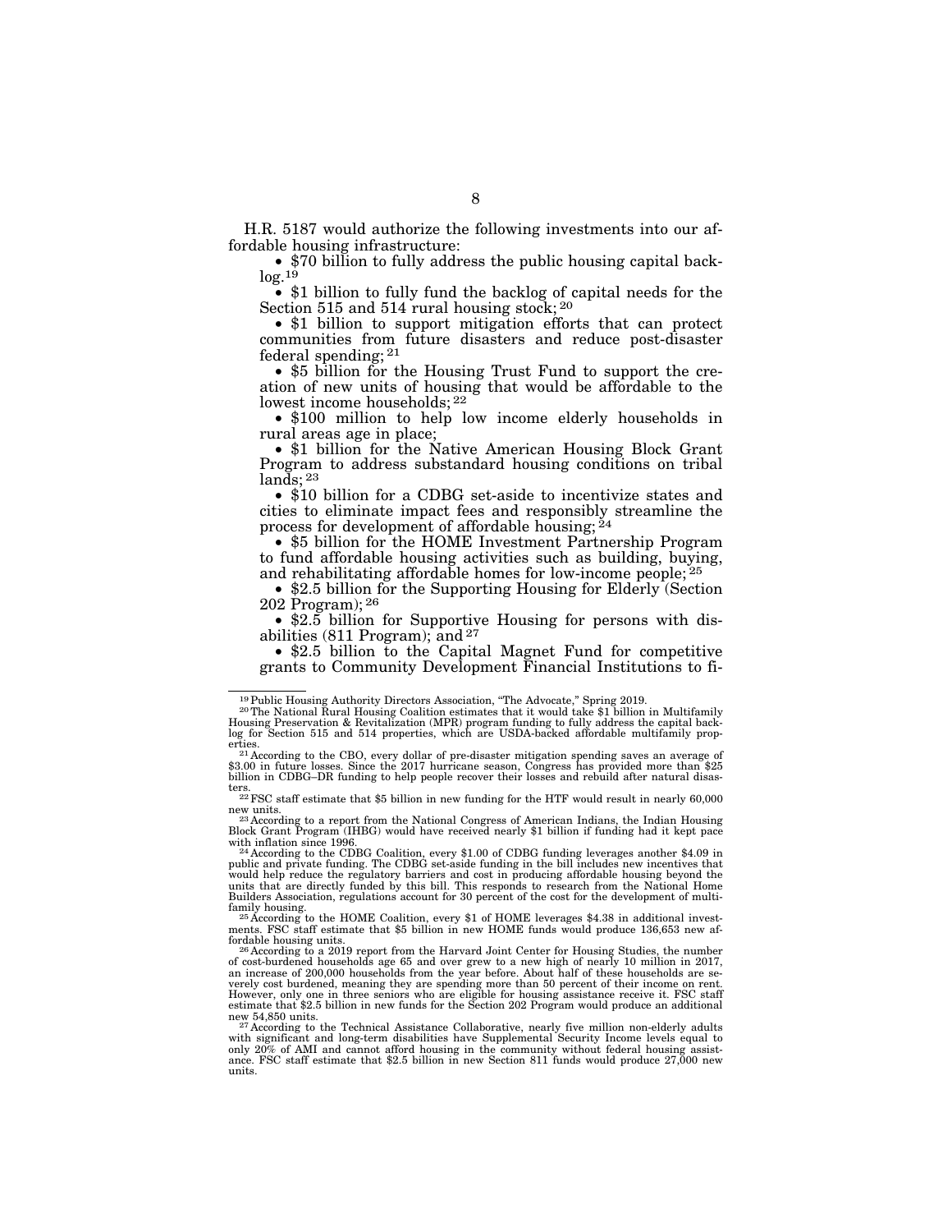H.R. 5187 would authorize the following investments into our affordable housing infrastructure:

- $70 billion to fully address the public housing capital backlog.[19]
- $1 billion to fully fund the backlog of capital needs for the Section 515 and 514 rural housing stock;[20]
- $1 billion to support mitigation efforts that can protect communities from future disasters and reduce post-disaster federal spending;[21]
- $5 billion for the Housing Trust Fund to support the creation of new units of housing that would be affordable to the lowest income households;[22]
- $100 million to help low income elderly households in rural areas age in place;
- $1 billion for the Native American Housing Block Grant Program to address substandard housing conditions on tribal lands;[23]
- $10 billion for a CDBG set-aside to incentivize states and cities to eliminate impact fees and responsibly streamline the process for development of affordable housing;[24]
- $5 billion for the HOME Investment Partnership Program to fund affordable housing activities such as building, buying, and rehabilitating affordable homes for low-income people;[25]
- $2.5 billion for the Supporting Housing for Elderly (Section 202 Program);[26]
- $2.5 billion for Supportive Housing for persons with disabilities (811 Program); and[27]
- $2.5 billion to the Capital Magnet Fund for competitive grants to Community Development Financial Institutions to fi-

---

[19] Public Housing Authority Directors Association, "The Advocate," Spring 2019.

[20] The National Rural Housing Coalition estimates that it would take $1 billion in Multifamily Housing Preservation & Revitalization (MPR) program funding to fully address the capital backlog for Section 515 and 514 properties, which are USDA-backed affordable multifamily properties.

[21] According to the CBO, every dollar of pre-disaster mitigation spending saves an average of $3.00 in future losses. Since the 2017 hurricane season, Congress has provided more than $25 billion in CDBG–DR funding to help people recover their losses and rebuild after natural disasters.

[22] FSC staff estimate that $5 billion in new funding for the HTF would result in nearly 60,000 new units.

[23] According to a report from the National Congress of American Indians, the Indian Housing Block Grant Program (IHBG) would have received nearly $1 billion if funding had it kept pace with inflation since 1996.

[24] According to the CDBG Coalition, every $1.00 of CDBG funding leverages another $4.09 in public and private funding. The CDBG set-aside funding in the bill includes new incentives that would help reduce the regulatory barriers and cost in producing affordable housing beyond the units that are directly funded by this bill. This responds to research from the National Home Builders Association, regulations account for 30 percent of the cost for the development of multi-family housing.

[25] According to the HOME Coalition, every $1 of HOME leverages $4.38 in additional investments. FSC staff estimate that $5 billion in new HOME funds would produce 136,653 new affordable housing units.

[26] According to a 2019 report from the Harvard Joint Center for Housing Studies, the number of cost-burdened households age 65 and over grew to a new high of nearly 10 million in 2017, an increase of 200,000 households from the year before. About half of these households are severely cost burdened, meaning they are spending more than 50 percent of their income on rent. However, only one in three seniors who are eligible for housing assistance receive it. FSC staff estimate that $2.5 billion in new funds for the Section 202 Program would produce an additional new 54,850 units.

[27] According to the Technical Assistance Collaborative, nearly five million non-elderly adults with significant and long-term disabilities have Supplemental Security Income levels equal to only 20% of AMI and cannot afford housing in the community without federal housing assistance. FSC staff estimate that $2.5 billion in new Section 811 funds would produce 27,000 new units.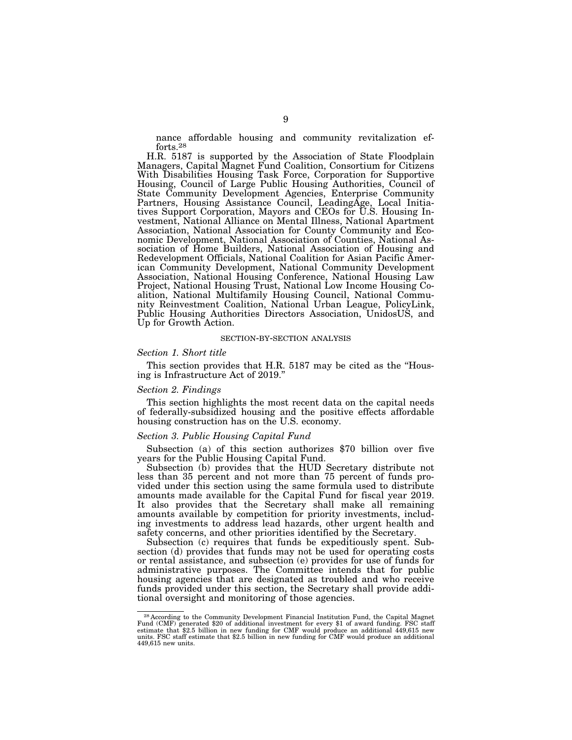nance affordable housing and community revitalization efforts.[28]

H.R. 5187 is supported by the Association of State Floodplain Managers, Capital Magnet Fund Coalition, Consortium for Citizens With Disabilities Housing Task Force, Corporation for Supportive Housing, Council of Large Public Housing Authorities, Council of State Community Development Agencies, Enterprise Community Partners, Housing Assistance Council, LeadingAge, Local Initiatives Support Corporation, Mayors and CEOs for U.S. Housing Investment, National Alliance on Mental Illness, National Apartment Association, National Association for County Community and Economic Development, National Association of Counties, National Association of Home Builders, National Association of Housing and Redevelopment Officials, National Coalition for Asian Pacific American Community Development, National Community Development Association, National Housing Conference, National Housing Law Project, National Housing Trust, National Low Income Housing Coalition, National Multifamily Housing Council, National Community Reinvestment Coalition, National Urban League, PolicyLink, Public Housing Authorities Directors Association, UnidosUS, and Up for Growth Action.

## SECTION-BY-SECTION ANALYSIS

### *Section 1. Short title*

This section provides that H.R. 5187 may be cited as the "Housing is Infrastructure Act of 2019."

### *Section 2. Findings*

This section highlights the most recent data on the capital needs of federally-subsidized housing and the positive effects affordable housing construction has on the U.S. economy.

### *Section 3. Public Housing Capital Fund*

Subsection (a) of this section authorizes $70 billion over five years for the Public Housing Capital Fund.

Subsection (b) provides that the HUD Secretary distribute not less than 35 percent and not more than 75 percent of funds provided under this section using the same formula used to distribute amounts made available for the Capital Fund for fiscal year 2019. It also provides that the Secretary shall make all remaining amounts available by competition for priority investments, including investments to address lead hazards, other urgent health and safety concerns, and other priorities identified by the Secretary.

Subsection (c) requires that funds be expeditiously spent. Subsection (d) provides that funds may not be used for operating costs or rental assistance, and subsection (e) provides for use of funds for administrative purposes. The Committee intends that for public housing agencies that are designated as troubled and who receive funds provided under this section, the Secretary shall provide additional oversight and monitoring of those agencies.

---

[28] According to the Community Development Financial Institution Fund, the Capital Magnet Fund (CMF) generated $20 of additional investment for every $1 of award funding. FSC staff estimate that $2.5 billion in new funding for CMF would produce an additional 449,615 new units. FSC staff estimate that $2.5 billion in new funding for CMF would produce an additional 449,615 new units.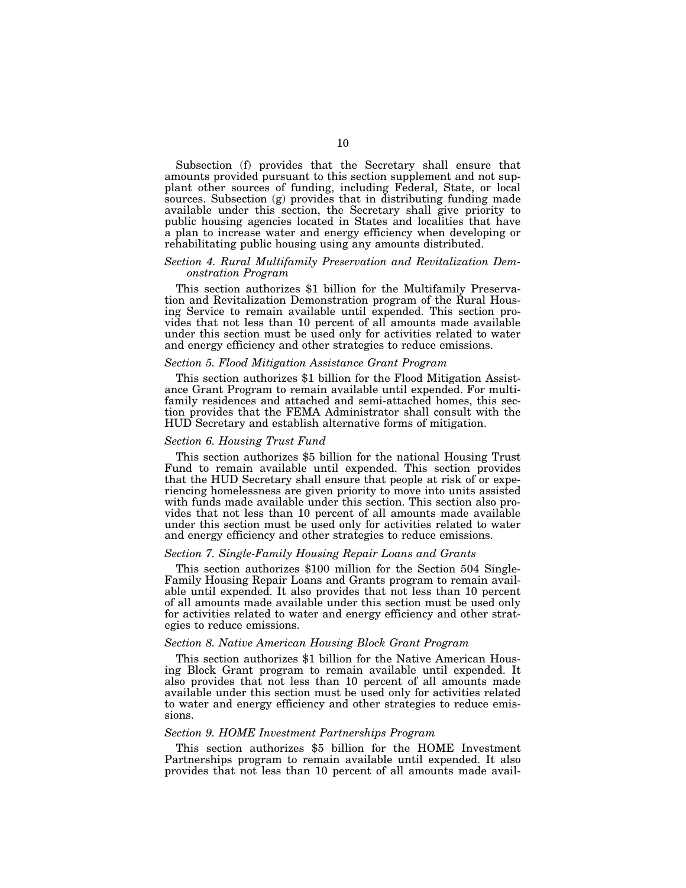Subsection (f) provides that the Secretary shall ensure that amounts provided pursuant to this section supplement and not supplant other sources of funding, including Federal, State, or local sources. Subsection (g) provides that in distributing funding made available under this section, the Secretary shall give priority to public housing agencies located in States and localities that have a plan to increase water and energy efficiency when developing or rehabilitating public housing using any amounts distributed.

*Section 4. Rural Multifamily Preservation and Revitalization Demonstration Program*

This section authorizes $1 billion for the Multifamily Preservation and Revitalization Demonstration program of the Rural Housing Service to remain available until expended. This section provides that not less than 10 percent of all amounts made available under this section must be used only for activities related to water and energy efficiency and other strategies to reduce emissions.

*Section 5. Flood Mitigation Assistance Grant Program*

This section authorizes $1 billion for the Flood Mitigation Assistance Grant Program to remain available until expended. For multifamily residences and attached and semi-attached homes, this section provides that the FEMA Administrator shall consult with the HUD Secretary and establish alternative forms of mitigation.

*Section 6. Housing Trust Fund*

This section authorizes $5 billion for the national Housing Trust Fund to remain available until expended. This section provides that the HUD Secretary shall ensure that people at risk of or experiencing homelessness are given priority to move into units assisted with funds made available under this section. This section also provides that not less than 10 percent of all amounts made available under this section must be used only for activities related to water and energy efficiency and other strategies to reduce emissions.

*Section 7. Single-Family Housing Repair Loans and Grants*

This section authorizes $100 million for the Section 504 Single-Family Housing Repair Loans and Grants program to remain available until expended. It also provides that not less than 10 percent of all amounts made available under this section must be used only for activities related to water and energy efficiency and other strategies to reduce emissions.

*Section 8. Native American Housing Block Grant Program*

This section authorizes $1 billion for the Native American Housing Block Grant program to remain available until expended. It also provides that not less than 10 percent of all amounts made available under this section must be used only for activities related to water and energy efficiency and other strategies to reduce emissions.

*Section 9. HOME Investment Partnerships Program*

This section authorizes $5 billion for the HOME Investment Partnerships program to remain available until expended. It also provides that not less than 10 percent of all amounts made avail-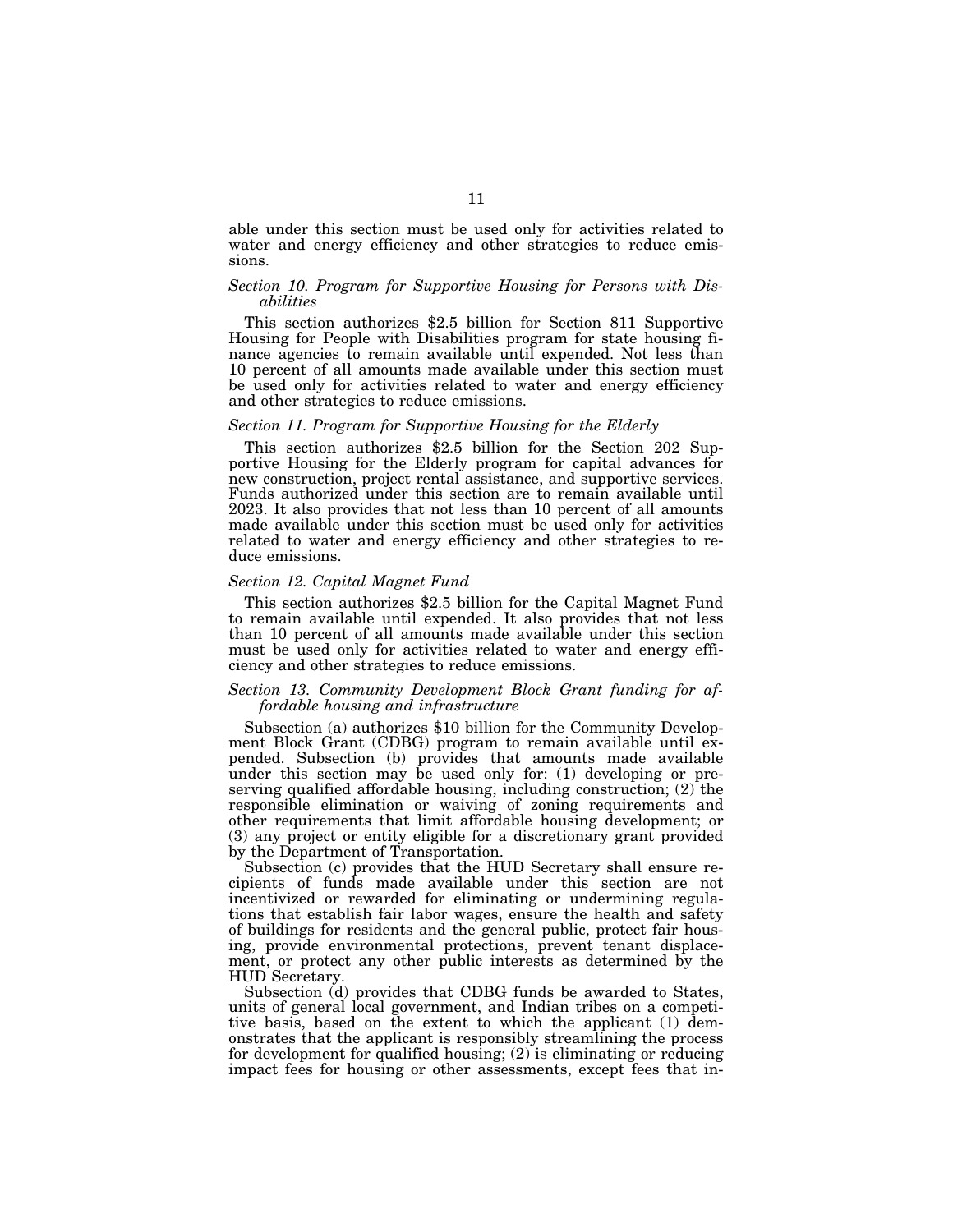able under this section must be used only for activities related to water and energy efficiency and other strategies to reduce emissions.

### *Section 10. Program for Supportive Housing for Persons with Disabilities*

This section authorizes $2.5 billion for Section 811 Supportive Housing for People with Disabilities program for state housing finance agencies to remain available until expended. Not less than 10 percent of all amounts made available under this section must be used only for activities related to water and energy efficiency and other strategies to reduce emissions.

### *Section 11. Program for Supportive Housing for the Elderly*

This section authorizes $2.5 billion for the Section 202 Supportive Housing for the Elderly program for capital advances for new construction, project rental assistance, and supportive services. Funds authorized under this section are to remain available until 2023. It also provides that not less than 10 percent of all amounts made available under this section must be used only for activities related to water and energy efficiency and other strategies to reduce emissions.

### *Section 12. Capital Magnet Fund*

This section authorizes $2.5 billion for the Capital Magnet Fund to remain available until expended. It also provides that not less than 10 percent of all amounts made available under this section must be used only for activities related to water and energy efficiency and other strategies to reduce emissions.

### *Section 13. Community Development Block Grant funding for affordable housing and infrastructure*

Subsection (a) authorizes $10 billion for the Community Development Block Grant (CDBG) program to remain available until expended. Subsection (b) provides that amounts made available under this section may be used only for: (1) developing or preserving qualified affordable housing, including construction; (2) the responsible elimination or waiving of zoning requirements and other requirements that limit affordable housing development; or (3) any project or entity eligible for a discretionary grant provided by the Department of Transportation.

Subsection (c) provides that the HUD Secretary shall ensure recipients of funds made available under this section are not incentivized or rewarded for eliminating or undermining regulations that establish fair labor wages, ensure the health and safety of buildings for residents and the general public, protect fair housing, provide environmental protections, prevent tenant displacement, or protect any other public interests as determined by the HUD Secretary.

Subsection (d) provides that CDBG funds be awarded to States, units of general local government, and Indian tribes on a competitive basis, based on the extent to which the applicant (1) demonstrates that the applicant is responsibly streamlining the process for development for qualified housing; (2) is eliminating or reducing impact fees for housing or other assessments, except fees that in-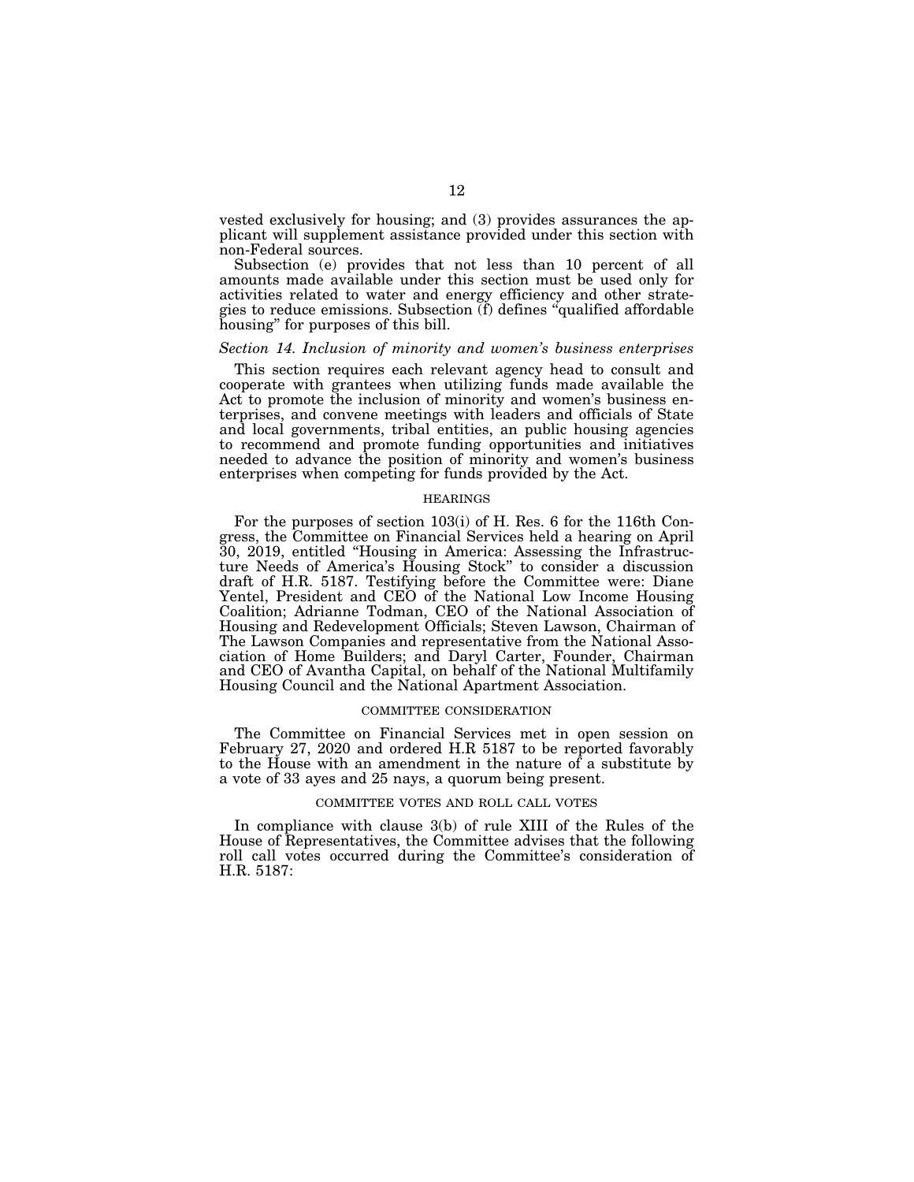vested exclusively for housing; and (3) provides assurances the applicant will supplement assistance provided under this section with non-Federal sources.

Subsection (e) provides that not less than 10 percent of all amounts made available under this section must be used only for activities related to water and energy efficiency and other strategies to reduce emissions. Subsection (f) defines "qualified affordable housing" for purposes of this bill.

*Section 14. Inclusion of minority and women's business enterprises*

This section requires each relevant agency head to consult and cooperate with grantees when utilizing funds made available the Act to promote the inclusion of minority and women's business enterprises, and convene meetings with leaders and officials of State and local governments, tribal entities, an public housing agencies to recommend and promote funding opportunities and initiatives needed to advance the position of minority and women's business enterprises when competing for funds provided by the Act.

## HEARINGS

For the purposes of section 103(i) of H. Res. 6 for the 116th Congress, the Committee on Financial Services held a hearing on April 30, 2019, entitled "Housing in America: Assessing the Infrastructure Needs of America's Housing Stock" to consider a discussion draft of H.R. 5187. Testifying before the Committee were: Diane Yentel, President and CEO of the National Low Income Housing Coalition; Adrianne Todman, CEO of the National Association of Housing and Redevelopment Officials; Steven Lawson, Chairman of The Lawson Companies and representative from the National Association of Home Builders; and Daryl Carter, Founder, Chairman and CEO of Avantha Capital, on behalf of the National Multifamily Housing Council and the National Apartment Association.

## COMMITTEE CONSIDERATION

The Committee on Financial Services met in open session on February 27, 2020 and ordered H.R 5187 to be reported favorably to the House with an amendment in the nature of a substitute by a vote of 33 ayes and 25 nays, a quorum being present.

## COMMITTEE VOTES AND ROLL CALL VOTES

In compliance with clause 3(b) of rule XIII of the Rules of the House of Representatives, the Committee advises that the following roll call votes occurred during the Committee's consideration of H.R. 5187: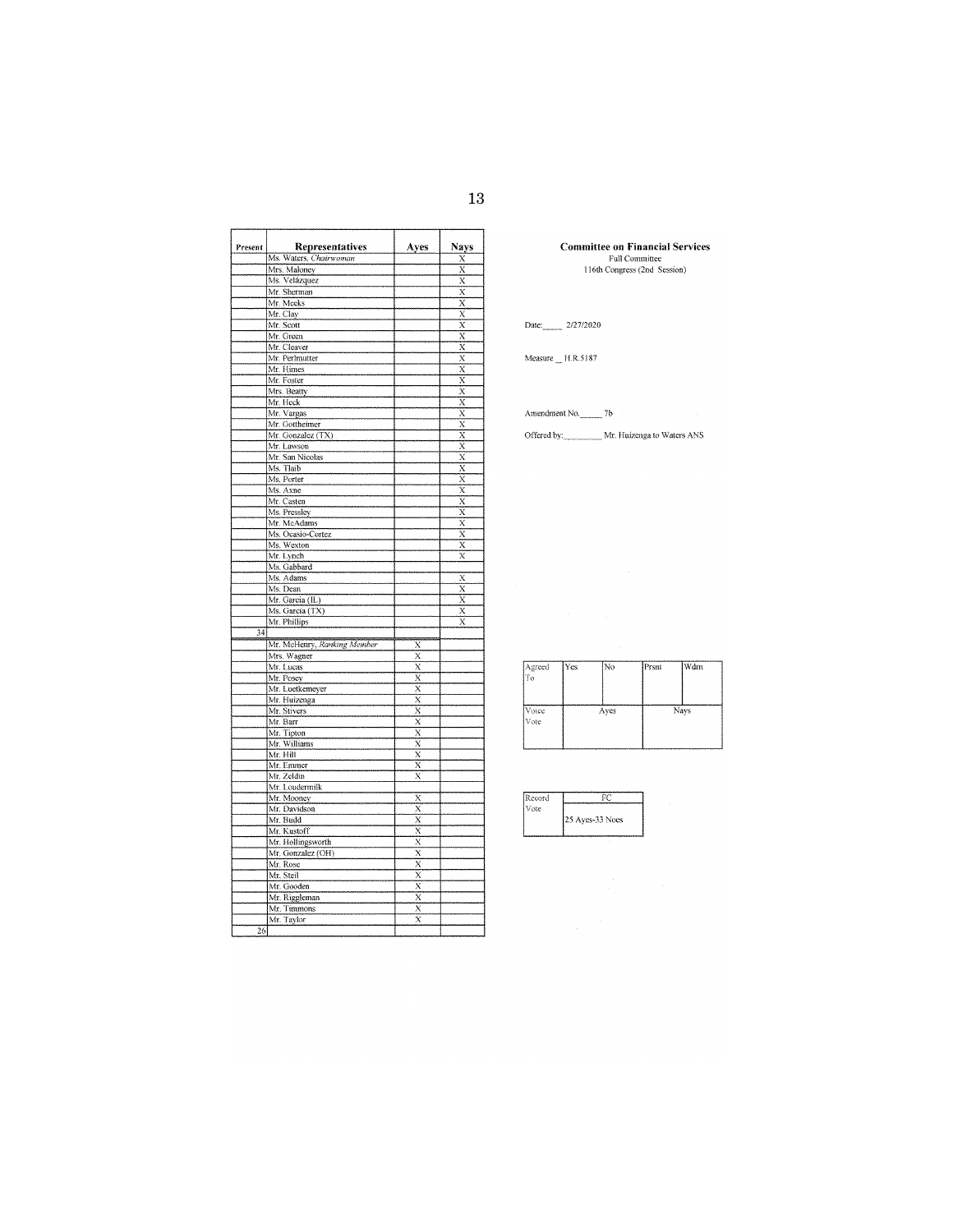**Committee on Financial Services**
Full Committee
116th Congress (2nd Session)

Date: 2/27/2020

Measure H.R.5187

Amendment No. 7b

Offered by: Mr. Huizenga to Waters ANS

| Present | Representatives | Ayes | Nays |
|---|---|---|---|
| | Ms. Waters, *Chairwoman* | | X |
| | Mrs. Maloney | | X |
| | Ms. Velázquez | | X |
| | Mr. Sherman | | X |
| | Mr. Meeks | | X |
| | Mr. Clay | | X |
| | Mr. Scott | | X |
| | Mr. Green | | X |
| | Mr. Cleaver | | X |
| | Mr. Perlmutter | | X |
| | Mr. Himes | | X |
| | Mr. Foster | | X |
| | Mrs. Beatty | | X |
| | Mr. Heck | | X |
| | Mr. Vargas | | X |
| | Mr. Gottheimer | | X |
| | Mr. Gonzalez (TX) | | X |
| | Mr. Lawson | | X |
| | Mr. San Nicolas | | X |
| | Ms. Tlaib | | X |
| | Ms. Porter | | X |
| | Ms. Axne | | X |
| | Mr. Casten | | X |
| | Ms. Pressley | | X |
| | Mr. McAdams | | X |
| | Ms. Ocasio-Cortez | | X |
| | Ms. Wexton | | X |
| | Mr. Lynch | | X |
| | Ms. Gabbard | | |
| | Ms. Adams | | X |
| | Ms. Dean | | X |
| | Mr. Garcia (IL) | | X |
| | Ms. Garcia (TX) | | X |
| | Mr. Phillips | | X |
| 34 | | | |
| | Mr. McHenry, *Ranking Member* | X | |
| | Mrs. Wagner | X | |
| | Mr. Lucas | X | |
| | Mr. Posey | X | |
| | Mr. Luetkemeyer | X | |
| | Mr. Huizenga | X | |
| | Mr. Stivers | X | |
| | Mr. Barr | X | |
| | Mr. Tipton | X | |
| | Mr. Williams | X | |
| | Mr. Hill | X | |
| | Mr. Emmer | X | |
| | Mr. Zeldin | X | |
| | Mr. Loudermilk | | |
| | Mr. Mooney | X | |
| | Mr. Davidson | X | |
| | Mr. Budd | X | |
| | Mr. Kustoff | X | |
| | Mr. Hollingsworth | X | |
| | Mr. Gonzalez (OH) | X | |
| | Mr. Rose | X | |
| | Mr. Steil | X | |
| | Mr. Gooden | X | |
| | Mr. Riggleman | X | |
| | Mr. Timmons | X | |
| | Mr. Taylor | X | |
| 26 | | | |

| Agreed To | Yes | No | Prsnt | Wdrn |
|---|---|---|---|---|
| | | | | |
| Voice Vote | Ayes | | Nays | |

| Record Vote | FC |
|---|---|
| | 25 Ayes-33 Noes |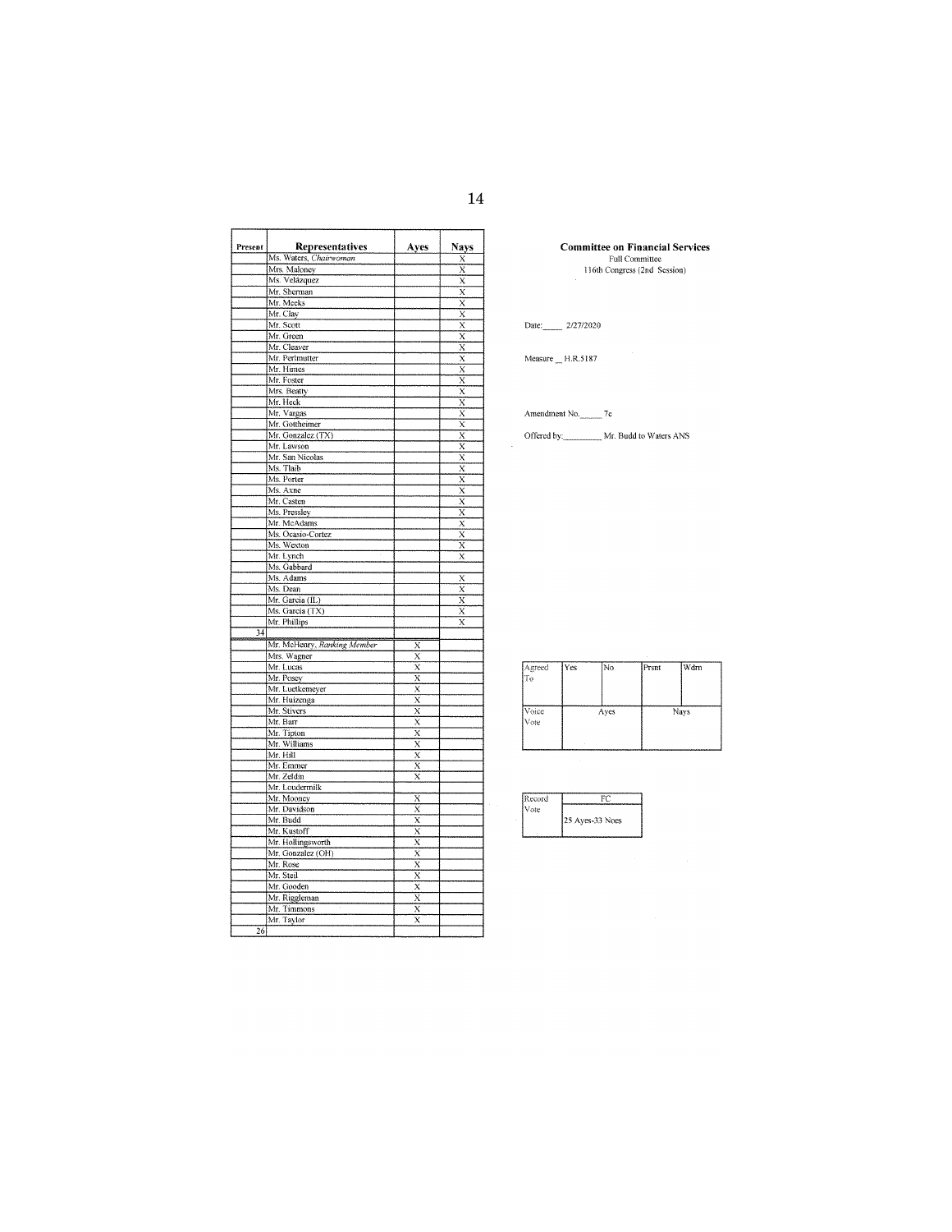| Present | Representatives | Ayes | Nays |
|---|---|---|---|
| | Ms. Waters, *Chairwoman* | | X |
| | Mrs. Maloney | | X |
| | Ms. Velázquez | | X |
| | Mr. Sherman | | X |
| | Mr. Meeks | | X |
| | Mr. Clay | | X |
| | Mr. Scott | | X |
| | Mr. Green | | X |
| | Mr. Cleaver | | X |
| | Mr. Perlmutter | | X |
| | Mr. Himes | | X |
| | Mr. Foster | | X |
| | Mrs. Beatty | | X |
| | Mr. Heck | | X |
| | Mr. Vargas | | X |
| | Mr. Gottheimer | | X |
| | Mr. Gonzalez (TX) | | X |
| | Mr. Lawson | | X |
| | Mr. San Nicolas | | X |
| | Ms. Tlaib | | X |
| | Ms. Porter | | X |
| | Ms. Axne | | X |
| | Mr. Casten | | X |
| | Ms. Pressley | | X |
| | Mr. McAdams | | X |
| | Ms. Ocasio-Cortez | | X |
| | Ms. Wexton | | X |
| | Mr. Lynch | | X |
| | Ms. Gabbard | | |
| | Ms. Adams | | X |
| | Ms. Dean | | X |
| | Mr. Garcia (IL) | | X |
| | Ms. Garcia (TX) | | X |
| | Mr. Phillips | | X |
| 34 | | | |
| | Mr. McHenry, *Ranking Member* | X | |
| | Mrs. Wagner | X | |
| | Mr. Lucas | X | |
| | Mr. Posey | X | |
| | Mr. Luetkemeyer | X | |
| | Mr. Huizenga | X | |
| | Mr. Stivers | X | |
| | Mr. Barr | X | |
| | Mr. Tipton | X | |
| | Mr. Williams | X | |
| | Mr. Hill | X | |
| | Mr. Emmer | X | |
| | Mr. Zeldin | X | |
| | Mr. Loudermilk | | |
| | Mr. Mooney | X | |
| | Mr. Davidson | X | |
| | Mr. Budd | X | |
| | Mr. Kustoff | X | |
| | Mr. Hollingsworth | X | |
| | Mr. Gonzalez (OH) | X | |
| | Mr. Rose | X | |
| | Mr. Steil | X | |
| | Mr. Gooden | X | |
| | Mr. Riggleman | X | |
| | Mr. Timmons | X | |
| | Mr. Taylor | X | |
| 26 | | | |

**Committee on Financial Services**
Full Committee
116th Congress (2nd Session)

Date: 2/27/2020

Measure H.R.5187

Amendment No. 7c

Offered by: Mr. Budd to Waters ANS

| Agreed To | Yes | No | Prsnt | Wdrn |
|---|---|---|---|---|
| | | | | |
| Voice Vote | Ayes | | Nays | |
| | | | | |

| Record Vote | FC |
|---|---|
| | 25 Ayes-33 Noes |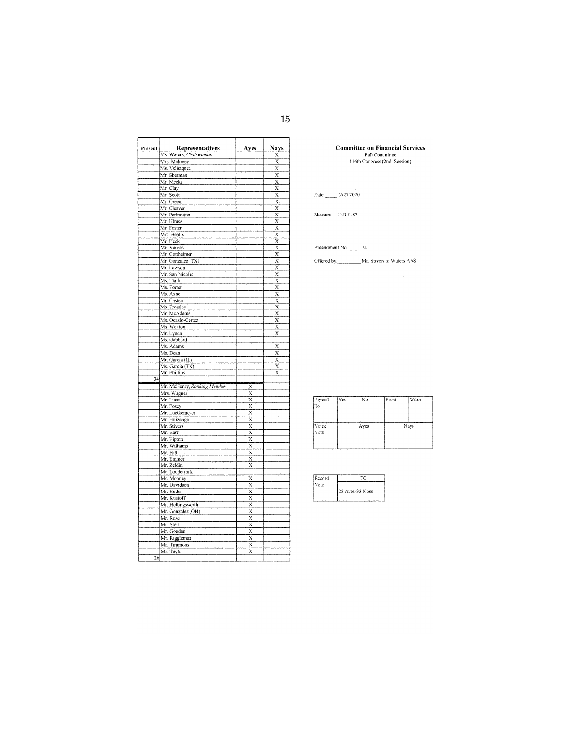| Present | Representatives | Ayes | Nays |
|---|---|---|---|
| | Ms. Waters, *Chairwoman* | | X |
| | Mrs. Maloney | | X |
| | Ms. Velázquez | | X |
| | Mr. Sherman | | X |
| | Mr. Meeks | | X |
| | Mr. Clay | | X |
| | Mr. Scott | | X |
| | Mr. Green | | X |
| | Mr. Cleaver | | X |
| | Mr. Perlmutter | | X |
| | Mr. Himes | | X |
| | Mr. Foster | | X |
| | Mrs. Beatty | | X |
| | Mr. Heck | | X |
| | Mr. Vargas | | X |
| | Mr. Gottheimer | | X |
| | Mr. Gonzalez (TX) | | X |
| | Mr. Lawson | | X |
| | Mr. San Nicolas | | X |
| | Ms. Tlaib | | X |
| | Ms. Porter | | X |
| | Ms. Axne | | X |
| | Mr. Casten | | X |
| | Ms. Pressley | | X |
| | Mr. McAdams | | X |
| | Ms. Ocasio-Cortez | | X |
| | Ms. Wexton | | X |
| | Mr. Lynch | | X |
| | Ms. Gabbard | | |
| | Ms. Adams | | X |
| | Ms. Dean | | X |
| | Mr. Garcia (IL) | | X |
| | Ms. Garcia (TX) | | X |
| | Mr. Phillips | | X |
| 34 | | | |
| | Mr. McHenry, *Ranking Member* | X | |
| | Mrs. Wagner | X | |
| | Mr. Lucas | X | |
| | Mr. Posey | X | |
| | Mr. Luetkemeyer | X | |
| | Mr. Huizenga | X | |
| | Mr. Stivers | X | |
| | Mr. Barr | X | |
| | Mr. Tipton | X | |
| | Mr. Williams | X | |
| | Mr. Hill | X | |
| | Mr. Emmer | X | |
| | Mr. Zeldin | X | |
| | Mr. Loudermilk | | |
| | Mr. Mooney | X | |
| | Mr. Davidson | X | |
| | Mr. Budd | X | |
| | Mr. Kustoff | X | |
| | Mr. Hollingsworth | X | |
| | Mr. Gonzalez (OH) | X | |
| | Mr. Rose | X | |
| | Mr. Steil | X | |
| | Mr. Gooden | X | |
| | Mr. Riggleman | X | |
| | Mr. Timmons | X | |
| | Mr. Taylor | X | |
| 26 | | | |

**Committee on Financial Services**
Full Committee
116th Congress (2nd Session)

Date: 2/27/2020

Measure H.R.5187

Amendment No. 7a

Offered by: Mr. Stivers to Waters ANS

| Agreed To | Yes | No | Prsnt | Wdrn |
|---|---|---|---|---|
| Voice Vote | Ayes | | Nays | |

| Record Vote | FC |
|---|---|
| | 25 Ayes-33 Noes |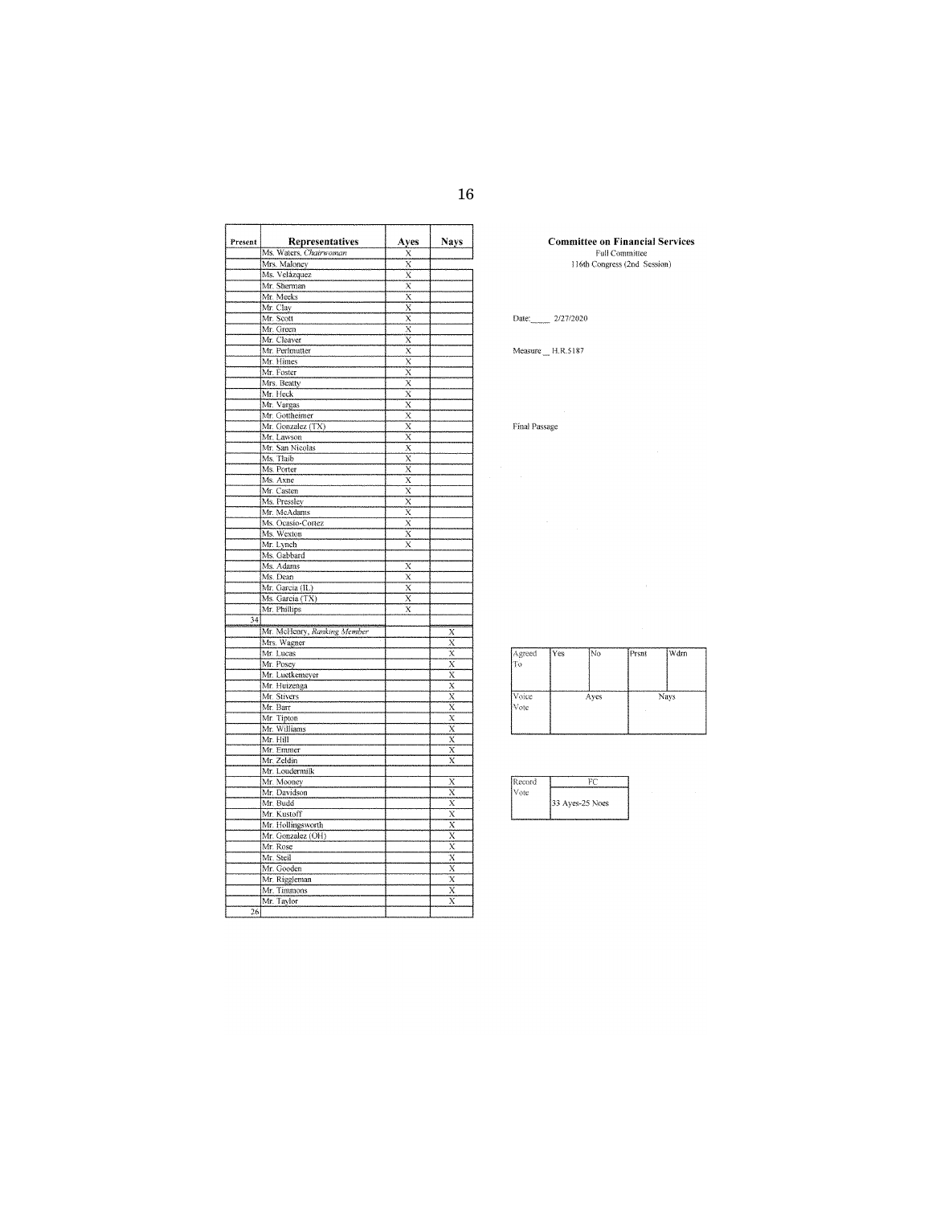**Committee on Financial Services**
Full Committee
116th Congress (2nd Session)

Date: 2/27/2020

Measure H.R.5187

Final Passage

| Present | Representatives | Ayes | Nays |
|---|---|---|---|
| | Ms. Waters, *Chairwoman* | X | |
| | Mrs. Maloney | X | |
| | Ms. Velázquez | X | |
| | Mr. Sherman | X | |
| | Mr. Meeks | X | |
| | Mr. Clay | X | |
| | Mr. Scott | X | |
| | Mr. Green | X | |
| | Mr. Cleaver | X | |
| | Mr. Perlmutter | X | |
| | Mr. Himes | X | |
| | Mr. Foster | X | |
| | Mrs. Beatty | X | |
| | Mr. Heck | X | |
| | Mr. Vargas | X | |
| | Mr. Gottheimer | X | |
| | Mr. Gonzalez (TX) | X | |
| | Mr. Lawson | X | |
| | Mr. San Nicolas | X | |
| | Ms. Tlaib | X | |
| | Ms. Porter | X | |
| | Ms. Axne | X | |
| | Mr. Casten | X | |
| | Ms. Pressley | X | |
| | Mr. McAdams | X | |
| | Ms. Ocasio-Cortez | X | |
| | Ms. Wexton | X | |
| | Mr. Lynch | X | |
| | Ms. Gabbard | | |
| | Ms. Adams | X | |
| | Ms. Dean | X | |
| | Mr. Garcia (IL) | X | |
| | Ms. Garcia (TX) | X | |
| | Mr. Phillips | X | |
| 34 | | | |
| | Mr. McHenry, *Ranking Member* | | X |
| | Mrs. Wagner | | X |
| | Mr. Lucas | | X |
| | Mr. Posey | | X |
| | Mr. Luetkemeyer | | X |
| | Mr. Huizenga | | X |
| | Mr. Stivers | | X |
| | Mr. Barr | | X |
| | Mr. Tipton | | X |
| | Mr. Williams | | X |
| | Mr. Hill | | X |
| | Mr. Emmer | | X |
| | Mr. Zeldin | | X |
| | Mr. Loudermilk | | |
| | Mr. Mooney | | X |
| | Mr. Davidson | | X |
| | Mr. Budd | | X |
| | Mr. Kustoff | | X |
| | Mr. Hollingsworth | | X |
| | Mr. Gonzalez (OH) | | X |
| | Mr. Rose | | X |
| | Mr. Steil | | X |
| | Mr. Gooden | | X |
| | Mr. Riggleman | | X |
| | Mr. Timmons | | X |
| | Mr. Taylor | | X |
| 26 | | | |

| Agreed To | Yes | No | Prsnt | Wdrn |
|---|---|---|---|---|
| Voice Vote | Ayes | | Nays | |

| Record Vote | FC |
|---|---|
| | 33 Ayes-25 Noes |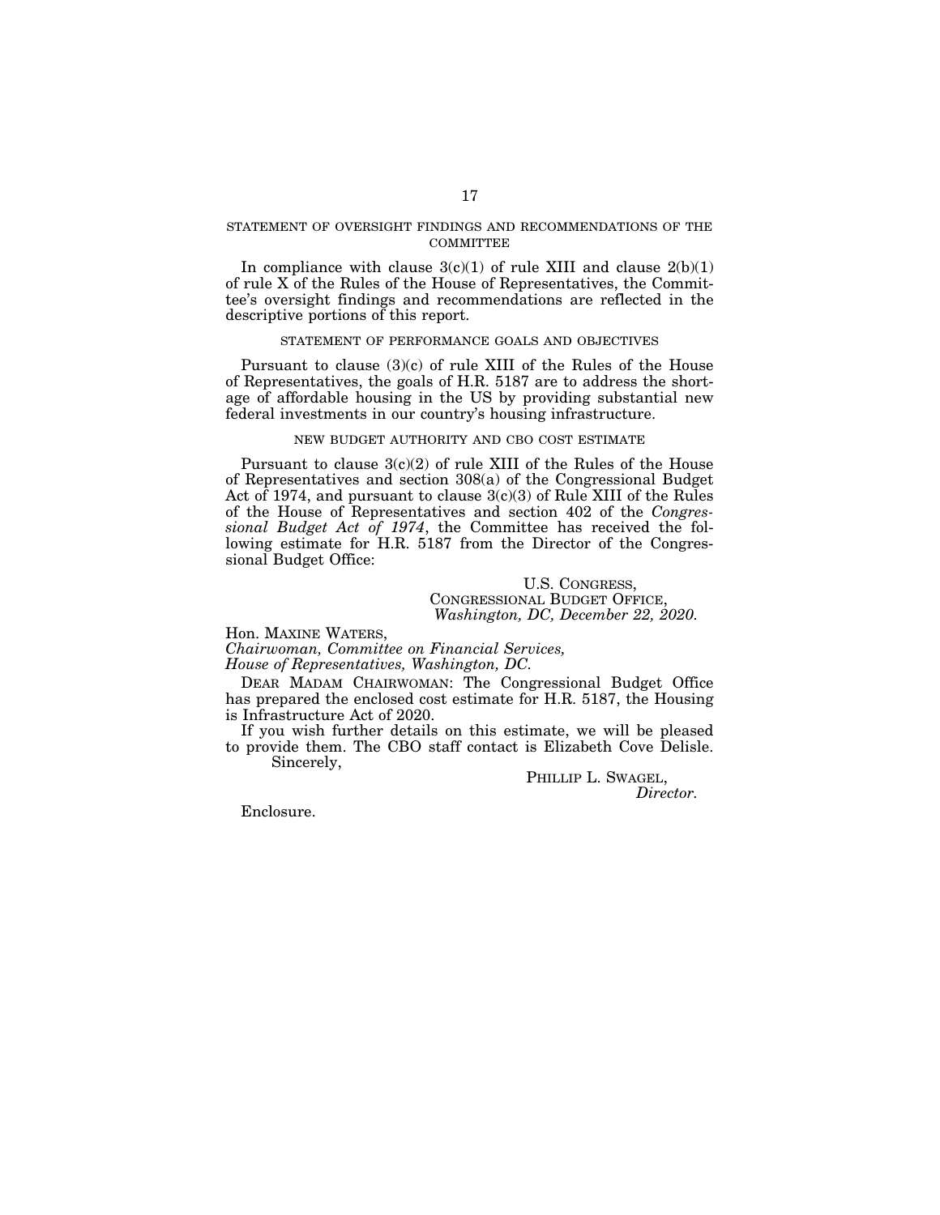### STATEMENT OF OVERSIGHT FINDINGS AND RECOMMENDATIONS OF THE COMMITTEE

In compliance with clause 3(c)(1) of rule XIII and clause 2(b)(1) of rule X of the Rules of the House of Representatives, the Committee's oversight findings and recommendations are reflected in the descriptive portions of this report.

### STATEMENT OF PERFORMANCE GOALS AND OBJECTIVES

Pursuant to clause (3)(c) of rule XIII of the Rules of the House of Representatives, the goals of H.R. 5187 are to address the shortage of affordable housing in the US by providing substantial new federal investments in our country's housing infrastructure.

### NEW BUDGET AUTHORITY AND CBO COST ESTIMATE

Pursuant to clause 3(c)(2) of rule XIII of the Rules of the House of Representatives and section 308(a) of the Congressional Budget Act of 1974, and pursuant to clause 3(c)(3) of Rule XIII of the Rules of the House of Representatives and section 402 of the *Congressional Budget Act of 1974*, the Committee has received the following estimate for H.R. 5187 from the Director of the Congressional Budget Office:

U.S. CONGRESS,
CONGRESSIONAL BUDGET OFFICE,
*Washington, DC, December 22, 2020.*

Hon. MAXINE WATERS,
*Chairwoman, Committee on Financial Services,*
*House of Representatives, Washington, DC.*

DEAR MADAM CHAIRWOMAN: The Congressional Budget Office has prepared the enclosed cost estimate for H.R. 5187, the Housing is Infrastructure Act of 2020.

If you wish further details on this estimate, we will be pleased to provide them. The CBO staff contact is Elizabeth Cove Delisle.

Sincerely,

PHILLIP L. SWAGEL,
*Director.*

Enclosure.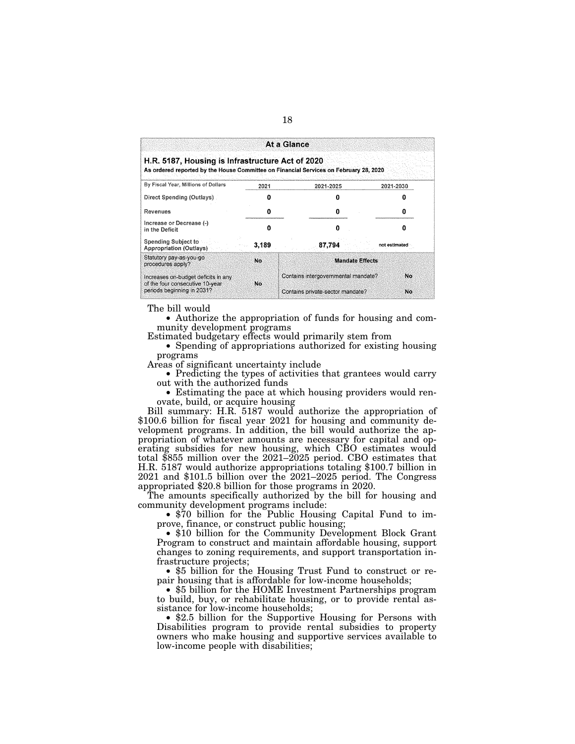| At a Glance | | | |
|---|---|---|---|
| **H.R. 5187, Housing is Infrastructure Act of 2020**<br>As ordered reported by the House Committee on Financial Services on February 28, 2020 | | | |
| By Fiscal Year, Millions of Dollars | 2021 | 2021-2025 | 2021-2030 |
| Direct Spending (Outlays) | 0 | 0 | 0 |
| Revenues | 0 | 0 | 0 |
| Increase or Decrease (-) in the Deficit | 0 | 0 | 0 |
| Spending Subject to Appropriation (Outlays) | 3,189 | 87,794 | not estimated |
| Statutory pay-as-you-go procedures apply? | No | **Mandate Effects** | |
| Increases on-budget deficits in any of the four consecutive 10-year periods beginning in 2031? | No | Contains intergovernmental mandate? | No |
| | | Contains private-sector mandate? | No |

The bill would

- Authorize the appropriation of funds for housing and community development programs

Estimated budgetary effects would primarily stem from

- Spending of appropriations authorized for existing housing programs

Areas of significant uncertainty include

- Predicting the types of activities that grantees would carry out with the authorized funds
- Estimating the pace at which housing providers would renovate, build, or acquire housing

Bill summary: H.R. 5187 would authorize the appropriation of $100.6 billion for fiscal year 2021 for housing and community development programs. In addition, the bill would authorize the appropriation of whatever amounts are necessary for capital and operating subsidies for new housing, which CBO estimates would total $855 million over the 2021–2025 period. CBO estimates that H.R. 5187 would authorize appropriations totaling $100.7 billion in 2021 and $101.5 billion over the 2021–2025 period. The Congress appropriated $20.8 billion for those programs in 2020.

The amounts specifically authorized by the bill for housing and community development programs include:

- $70 billion for the Public Housing Capital Fund to improve, finance, or construct public housing;
- $10 billion for the Community Development Block Grant Program to construct and maintain affordable housing, support changes to zoning requirements, and support transportation infrastructure projects;
- $5 billion for the Housing Trust Fund to construct or repair housing that is affordable for low-income households;
- $5 billion for the HOME Investment Partnerships program to build, buy, or rehabilitate housing, or to provide rental assistance for low-income households;
- $2.5 billion for the Supportive Housing for Persons with Disabilities program to provide rental subsidies to property owners who make housing and supportive services available to low-income people with disabilities;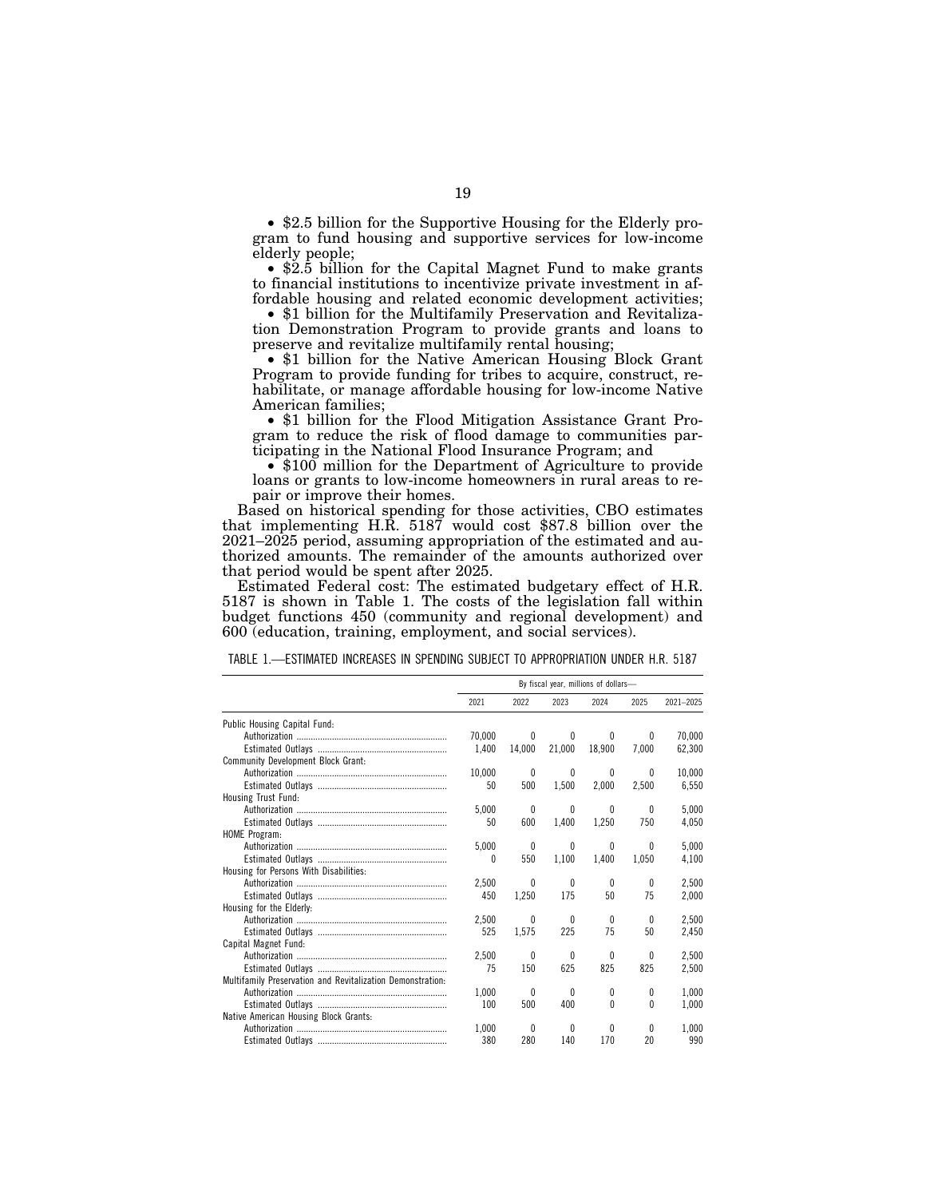- $2.5 billion for the Supportive Housing for the Elderly program to fund housing and supportive services for low-income elderly people;
- $2.5 billion for the Capital Magnet Fund to make grants to financial institutions to incentivize private investment in affordable housing and related economic development activities;
- $1 billion for the Multifamily Preservation and Revitalization Demonstration Program to provide grants and loans to preserve and revitalize multifamily rental housing;
- $1 billion for the Native American Housing Block Grant Program to provide funding for tribes to acquire, construct, rehabilitate, or manage affordable housing for low-income Native American families;
- $1 billion for the Flood Mitigation Assistance Grant Program to reduce the risk of flood damage to communities participating in the National Flood Insurance Program; and
- $100 million for the Department of Agriculture to provide loans or grants to low-income homeowners in rural areas to repair or improve their homes.

Based on historical spending for those activities, CBO estimates that implementing H.R. 5187 would cost $87.8 billion over the 2021–2025 period, assuming appropriation of the estimated and authorized amounts. The remainder of the amounts authorized over that period would be spent after 2025.

Estimated Federal cost: The estimated budgetary effect of H.R. 5187 is shown in Table 1. The costs of the legislation fall within budget functions 450 (community and regional development) and 600 (education, training, employment, and social services).

TABLE 1.—ESTIMATED INCREASES IN SPENDING SUBJECT TO APPROPRIATION UNDER H.R. 5187

| | By fiscal year, millions of dollars— | | | | | |
|---|---|---|---|---|---|---|
| | 2021 | 2022 | 2023 | 2024 | 2025 | 2021–2025 |
| Public Housing Capital Fund: | | | | | | |
| Authorization | 70,000 | 0 | 0 | 0 | 0 | 70,000 |
| Estimated Outlays | 1,400 | 14,000 | 21,000 | 18,900 | 7,000 | 62,300 |
| Community Development Block Grant: | | | | | | |
| Authorization | 10,000 | 0 | 0 | 0 | 0 | 10,000 |
| Estimated Outlays | 50 | 500 | 1,500 | 2,000 | 2,500 | 6,550 |
| Housing Trust Fund: | | | | | | |
| Authorization | 5,000 | 0 | 0 | 0 | 0 | 5,000 |
| Estimated Outlays | 50 | 600 | 1,400 | 1,250 | 750 | 4,050 |
| HOME Program: | | | | | | |
| Authorization | 5,000 | 0 | 0 | 0 | 0 | 5,000 |
| Estimated Outlays | 0 | 550 | 1,100 | 1,400 | 1,050 | 4,100 |
| Housing for Persons With Disabilities: | | | | | | |
| Authorization | 2,500 | 0 | 0 | 0 | 0 | 2,500 |
| Estimated Outlays | 450 | 1,250 | 175 | 50 | 75 | 2,000 |
| Housing for the Elderly: | | | | | | |
| Authorization | 2,500 | 0 | 0 | 0 | 0 | 2,500 |
| Estimated Outlays | 525 | 1,575 | 225 | 75 | 50 | 2,450 |
| Capital Magnet Fund: | | | | | | |
| Authorization | 2,500 | 0 | 0 | 0 | 0 | 2,500 |
| Estimated Outlays | 75 | 150 | 625 | 825 | 825 | 2,500 |
| Multifamily Preservation and Revitalization Demonstration: | | | | | | |
| Authorization | 1,000 | 0 | 0 | 0 | 0 | 1,000 |
| Estimated Outlays | 100 | 500 | 400 | 0 | 0 | 1,000 |
| Native American Housing Block Grants: | | | | | | |
| Authorization | 1,000 | 0 | 0 | 0 | 0 | 1,000 |
| Estimated Outlays | 380 | 280 | 140 | 170 | 20 | 990 |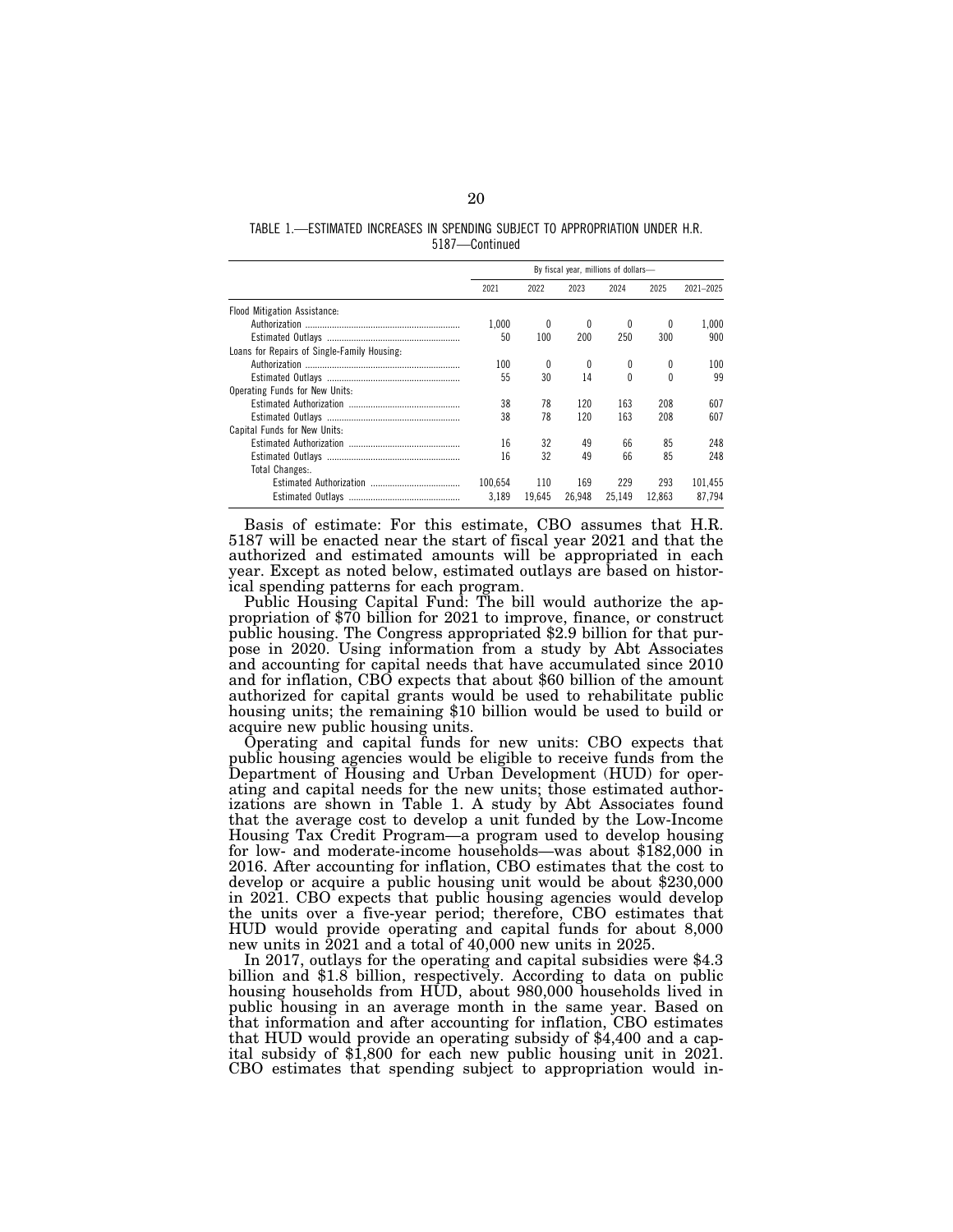TABLE 1.—ESTIMATED INCREASES IN SPENDING SUBJECT TO APPROPRIATION UNDER H.R. 5187—Continued

| | By fiscal year, millions of dollars— | | | | | |
|---|---|---|---|---|---|---|
| | 2021 | 2022 | 2023 | 2024 | 2025 | 2021–2025 |
| Flood Mitigation Assistance: | | | | | | |
| Authorization | 1,000 | 0 | 0 | 0 | 0 | 1,000 |
| Estimated Outlays | 50 | 100 | 200 | 250 | 300 | 900 |
| Loans for Repairs of Single-Family Housing: | | | | | | |
| Authorization | 100 | 0 | 0 | 0 | 0 | 100 |
| Estimated Outlays | 55 | 30 | 14 | 0 | 0 | 99 |
| Operating Funds for New Units: | | | | | | |
| Estimated Authorization | 38 | 78 | 120 | 163 | 208 | 607 |
| Estimated Outlays | 38 | 78 | 120 | 163 | 208 | 607 |
| Capital Funds for New Units: | | | | | | |
| Estimated Authorization | 16 | 32 | 49 | 66 | 85 | 248 |
| Estimated Outlays | 16 | 32 | 49 | 66 | 85 | 248 |
| Total Changes:. | | | | | | |
| Estimated Authorization | 100,654 | 110 | 169 | 229 | 293 | 101,455 |
| Estimated Outlays | 3,189 | 19,645 | 26,948 | 25,149 | 12,863 | 87,794 |

Basis of estimate: For this estimate, CBO assumes that H.R. 5187 will be enacted near the start of fiscal year 2021 and that the authorized and estimated amounts will be appropriated in each year. Except as noted below, estimated outlays are based on historical spending patterns for each program.

Public Housing Capital Fund: The bill would authorize the appropriation of $70 billion for 2021 to improve, finance, or construct public housing. The Congress appropriated $2.9 billion for that purpose in 2020. Using information from a study by Abt Associates and accounting for capital needs that have accumulated since 2010 and for inflation, CBO expects that about $60 billion of the amount authorized for capital grants would be used to rehabilitate public housing units; the remaining $10 billion would be used to build or acquire new public housing units.

Operating and capital funds for new units: CBO expects that public housing agencies would be eligible to receive funds from the Department of Housing and Urban Development (HUD) for operating and capital needs for the new units; those estimated authorizations are shown in Table 1. A study by Abt Associates found that the average cost to develop a unit funded by the Low-Income Housing Tax Credit Program—a program used to develop housing for low- and moderate-income households—was about $182,000 in 2016. After accounting for inflation, CBO estimates that the cost to develop or acquire a public housing unit would be about $230,000 in 2021. CBO expects that public housing agencies would develop the units over a five-year period; therefore, CBO estimates that HUD would provide operating and capital funds for about 8,000 new units in 2021 and a total of 40,000 new units in 2025.

In 2017, outlays for the operating and capital subsidies were $4.3 billion and $1.8 billion, respectively. According to data on public housing households from HUD, about 980,000 households lived in public housing in an average month in the same year. Based on that information and after accounting for inflation, CBO estimates that HUD would provide an operating subsidy of $4,400 and a capital subsidy of $1,800 for each new public housing unit in 2021. CBO estimates that spending subject to appropriation would in-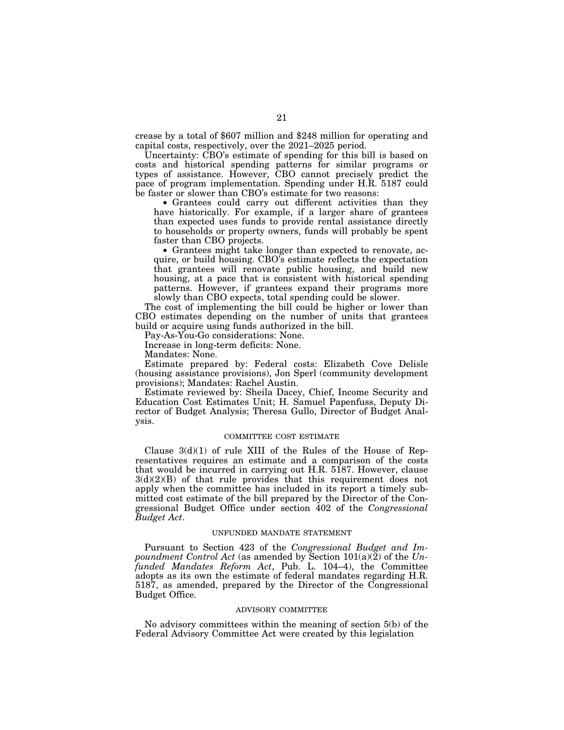crease by a total of $607 million and $248 million for operating and capital costs, respectively, over the 2021–2025 period.

Uncertainty: CBO's estimate of spending for this bill is based on costs and historical spending patterns for similar programs or types of assistance. However, CBO cannot precisely predict the pace of program implementation. Spending under H.R. 5187 could be faster or slower than CBO's estimate for two reasons:

- Grantees could carry out different activities than they have historically. For example, if a larger share of grantees than expected uses funds to provide rental assistance directly to households or property owners, funds will probably be spent faster than CBO projects.
- Grantees might take longer than expected to renovate, acquire, or build housing. CBO's estimate reflects the expectation that grantees will renovate public housing, and build new housing, at a pace that is consistent with historical spending patterns. However, if grantees expand their programs more slowly than CBO expects, total spending could be slower.

The cost of implementing the bill could be higher or lower than CBO estimates depending on the number of units that grantees build or acquire using funds authorized in the bill.

Pay-As-You-Go considerations: None.

Increase in long-term deficits: None.

Mandates: None.

Estimate prepared by: Federal costs: Elizabeth Cove Delisle (housing assistance provisions), Jon Sperl (community development provisions); Mandates: Rachel Austin.

Estimate reviewed by: Sheila Dacey, Chief, Income Security and Education Cost Estimates Unit; H. Samuel Papenfuss, Deputy Director of Budget Analysis; Theresa Gullo, Director of Budget Analysis.

## COMMITTEE COST ESTIMATE

Clause 3(d)(1) of rule XIII of the Rules of the House of Representatives requires an estimate and a comparison of the costs that would be incurred in carrying out H.R. 5187. However, clause 3(d)(2)(B) of that rule provides that this requirement does not apply when the committee has included in its report a timely submitted cost estimate of the bill prepared by the Director of the Congressional Budget Office under section 402 of the *Congressional Budget Act*.

## UNFUNDED MANDATE STATEMENT

Pursuant to Section 423 of the *Congressional Budget and Impoundment Control Act* (as amended by Section 101(a)(2) of the *Unfunded Mandates Reform Act*, Pub. L. 104–4), the Committee adopts as its own the estimate of federal mandates regarding H.R. 5187, as amended, prepared by the Director of the Congressional Budget Office.

## ADVISORY COMMITTEE

No advisory committees within the meaning of section 5(b) of the Federal Advisory Committee Act were created by this legislation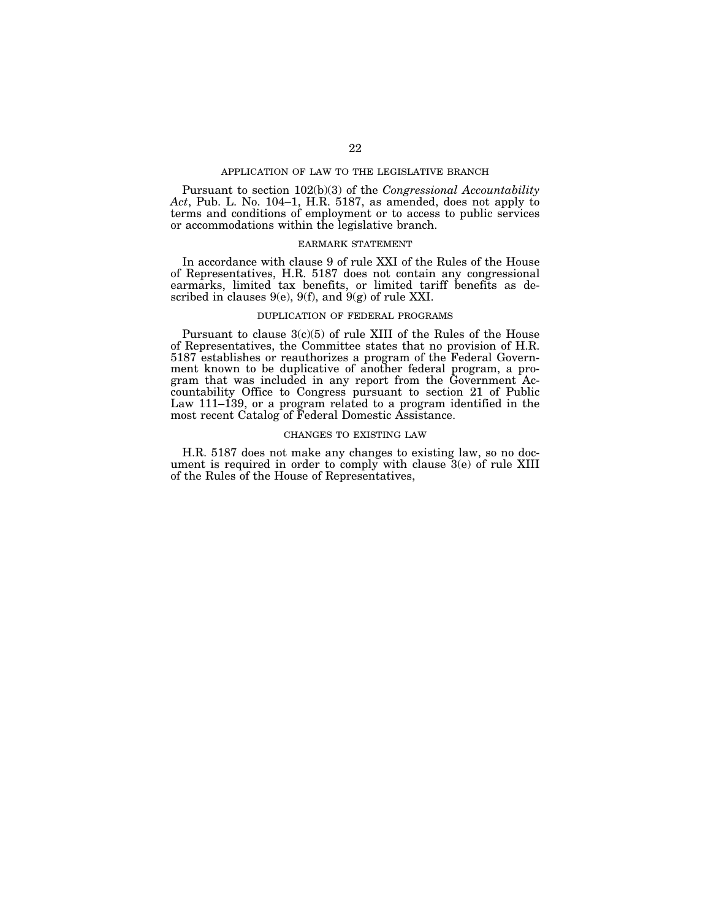## APPLICATION OF LAW TO THE LEGISLATIVE BRANCH

Pursuant to section 102(b)(3) of the *Congressional Accountability Act*, Pub. L. No. 104–1, H.R. 5187, as amended, does not apply to terms and conditions of employment or to access to public services or accommodations within the legislative branch.

## EARMARK STATEMENT

In accordance with clause 9 of rule XXI of the Rules of the House of Representatives, H.R. 5187 does not contain any congressional earmarks, limited tax benefits, or limited tariff benefits as described in clauses 9(e), 9(f), and 9(g) of rule XXI.

## DUPLICATION OF FEDERAL PROGRAMS

Pursuant to clause 3(c)(5) of rule XIII of the Rules of the House of Representatives, the Committee states that no provision of H.R. 5187 establishes or reauthorizes a program of the Federal Government known to be duplicative of another federal program, a program that was included in any report from the Government Accountability Office to Congress pursuant to section 21 of Public Law 111–139, or a program related to a program identified in the most recent Catalog of Federal Domestic Assistance.

## CHANGES TO EXISTING LAW

H.R. 5187 does not make any changes to existing law, so no document is required in order to comply with clause 3(e) of rule XIII of the Rules of the House of Representatives,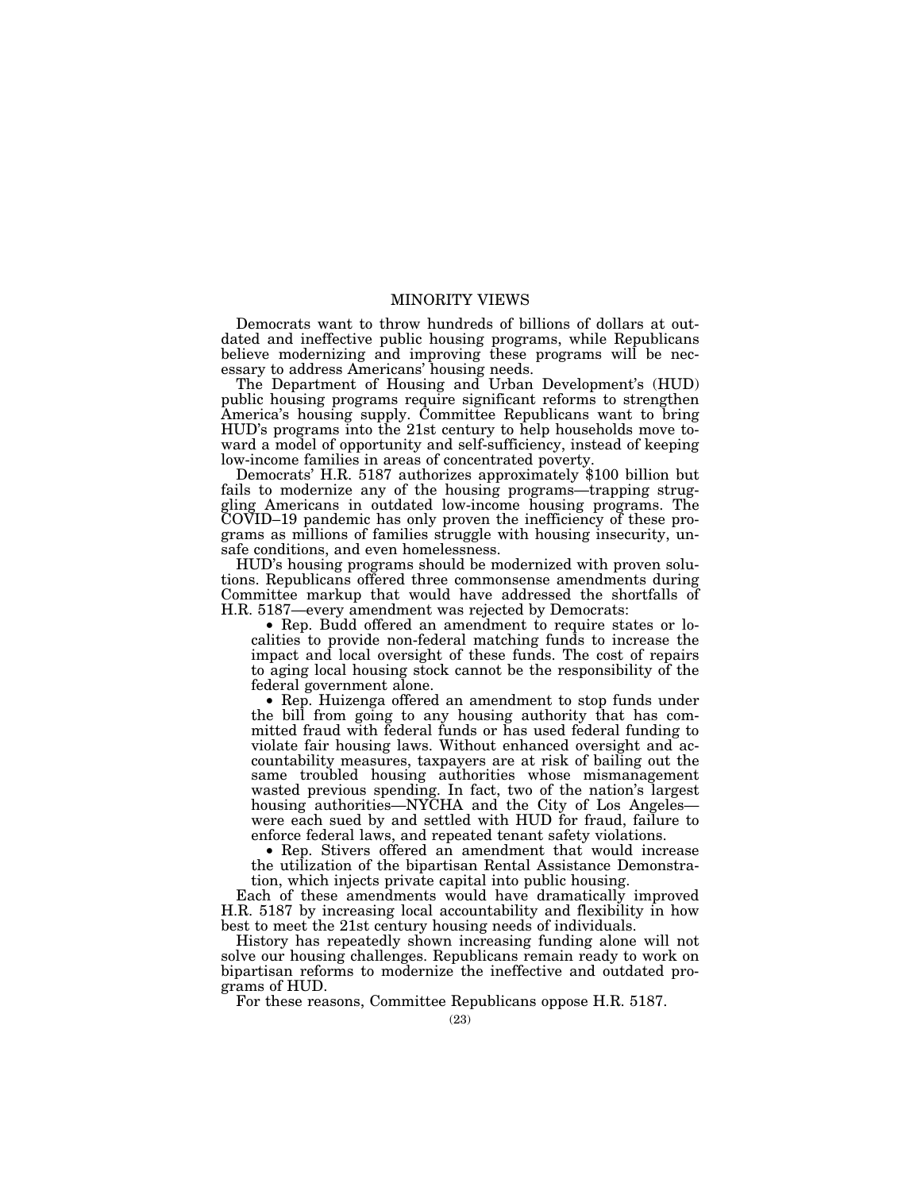# MINORITY VIEWS

Democrats want to throw hundreds of billions of dollars at outdated and ineffective public housing programs, while Republicans believe modernizing and improving these programs will be necessary to address Americans' housing needs.

The Department of Housing and Urban Development's (HUD) public housing programs require significant reforms to strengthen America's housing supply. Committee Republicans want to bring HUD's programs into the 21st century to help households move toward a model of opportunity and self-sufficiency, instead of keeping low-income families in areas of concentrated poverty.

Democrats' H.R. 5187 authorizes approximately $100 billion but fails to modernize any of the housing programs—trapping struggling Americans in outdated low-income housing programs. The COVID–19 pandemic has only proven the inefficiency of these programs as millions of families struggle with housing insecurity, unsafe conditions, and even homelessness.

HUD's housing programs should be modernized with proven solutions. Republicans offered three commonsense amendments during Committee markup that would have addressed the shortfalls of H.R. 5187—every amendment was rejected by Democrats:

- Rep. Budd offered an amendment to require states or localities to provide non-federal matching funds to increase the impact and local oversight of these funds. The cost of repairs to aging local housing stock cannot be the responsibility of the federal government alone.
- Rep. Huizenga offered an amendment to stop funds under the bill from going to any housing authority that has committed fraud with federal funds or has used federal funding to violate fair housing laws. Without enhanced oversight and accountability measures, taxpayers are at risk of bailing out the same troubled housing authorities whose mismanagement wasted previous spending. In fact, two of the nation's largest housing authorities—NYCHA and the City of Los Angeles—were each sued by and settled with HUD for fraud, failure to enforce federal laws, and repeated tenant safety violations.
- Rep. Stivers offered an amendment that would increase the utilization of the bipartisan Rental Assistance Demonstration, which injects private capital into public housing.

Each of these amendments would have dramatically improved H.R. 5187 by increasing local accountability and flexibility in how best to meet the 21st century housing needs of individuals.

History has repeatedly shown increasing funding alone will not solve our housing challenges. Republicans remain ready to work on bipartisan reforms to modernize the ineffective and outdated programs of HUD.

For these reasons, Committee Republicans oppose H.R. 5187.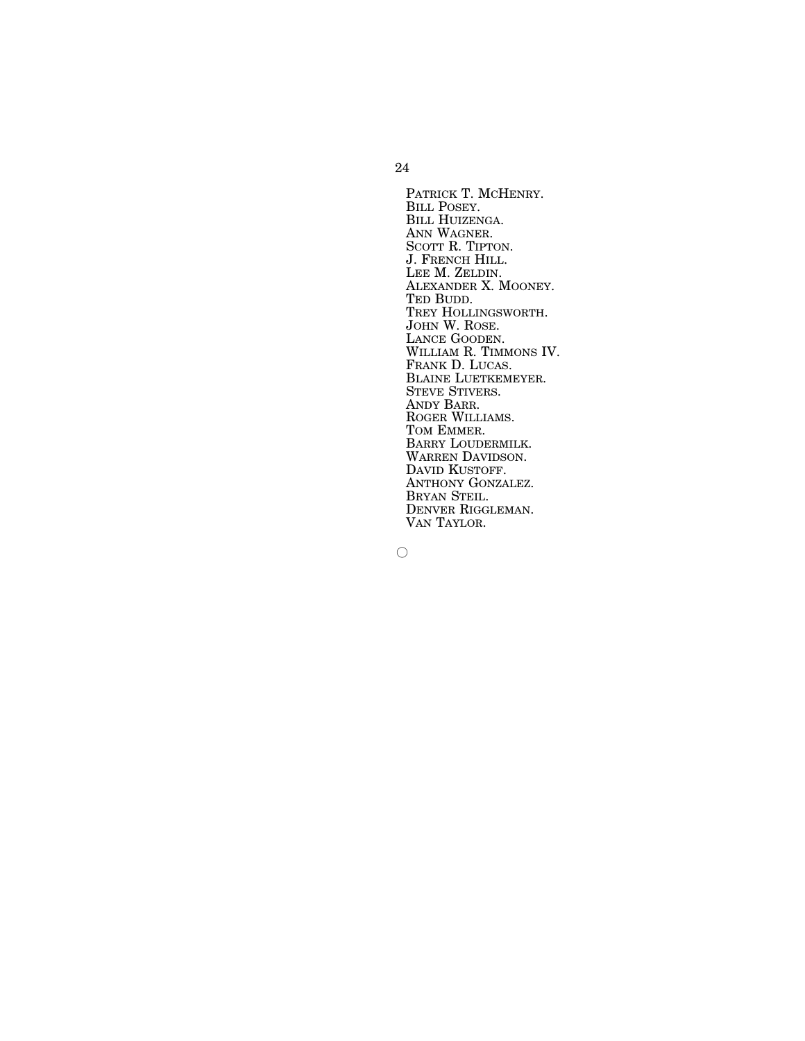PATRICK T. MCHENRY.  
BILL POSEY.  
BILL HUIZENGA.  
ANN WAGNER.  
SCOTT R. TIPTON.  
J. FRENCH HILL.  
LEE M. ZELDIN.  
ALEXANDER X. MOONEY.  
TED BUDD.  
TREY HOLLINGSWORTH.  
JOHN W. ROSE.  
LANCE GOODEN.  
WILLIAM R. TIMMONS IV.  
FRANK D. LUCAS.  
BLAINE LUETKEMEYER.  
STEVE STIVERS.  
ANDY BARR.  
ROGER WILLIAMS.  
TOM EMMER.  
BARRY LOUDERMILK.  
WARREN DAVIDSON.  
DAVID KUSTOFF.  
ANTHONY GONZALEZ.  
BRYAN STEIL.  
DENVER RIGGLEMAN.  
VAN TAYLOR.

○